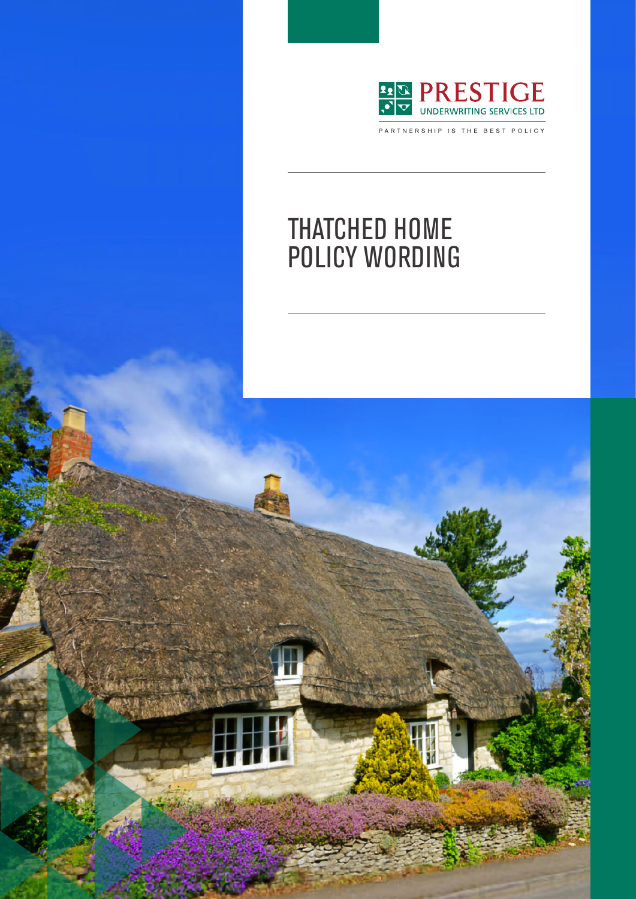PRESTIGE

UNDERWRITING SERVICES LTD

PARTNERSHIP IS THE BEST POLICY

# THATCHED HOME POLICY WORDING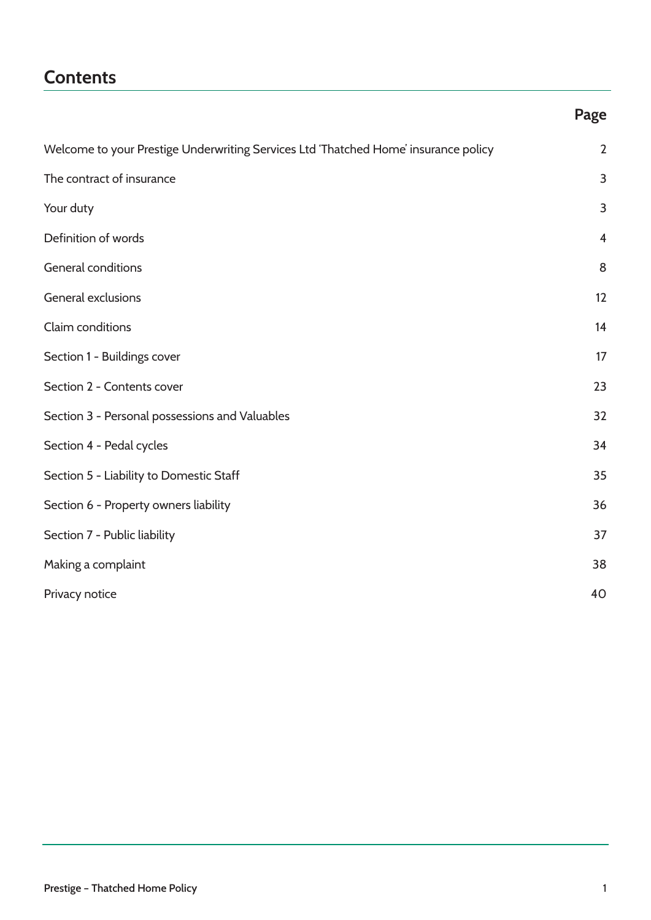## Contents

| | Page |
|---|---|
| Welcome to your Prestige Underwriting Services Ltd 'Thatched Home' insurance policy | 2 |
| The contract of insurance | 3 |
| Your duty | 3 |
| Definition of words | 4 |
| General conditions | 8 |
| General exclusions | 12 |
| Claim conditions | 14 |
| Section 1 - Buildings cover | 17 |
| Section 2 - Contents cover | 23 |
| Section 3 - Personal possessions and Valuables | 32 |
| Section 4 - Pedal cycles | 34 |
| Section 5 - Liability to Domestic Staff | 35 |
| Section 6 - Property owners liability | 36 |
| Section 7 - Public liability | 37 |
| Making a complaint | 38 |
| Privacy notice | 40 |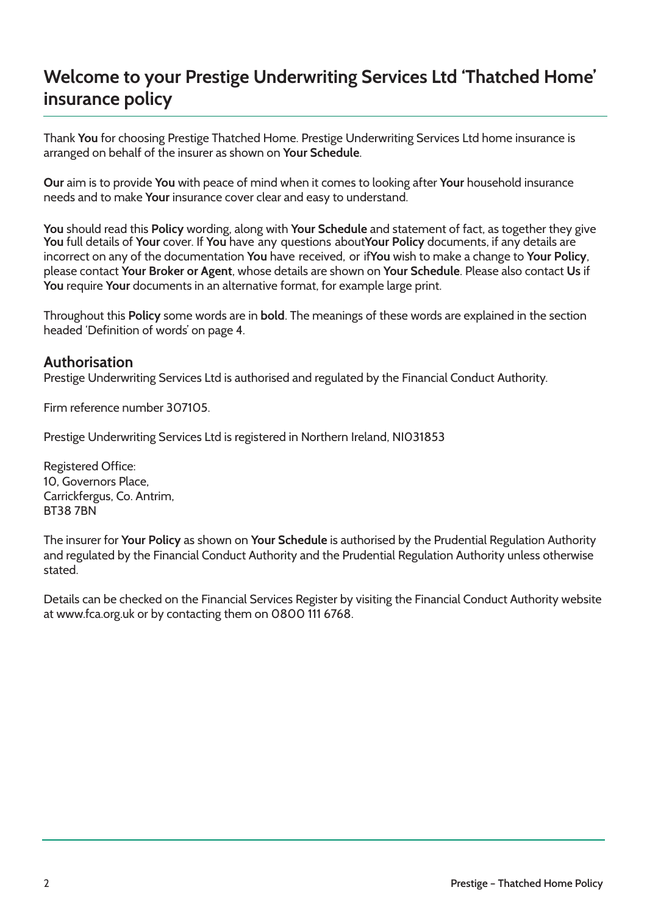# Welcome to your Prestige Underwriting Services Ltd 'Thatched Home' insurance policy

Thank **You** for choosing Prestige Thatched Home. Prestige Underwriting Services Ltd home insurance is arranged on behalf of the insurer as shown on **Your Schedule**.

**Our** aim is to provide **You** with peace of mind when it comes to looking after **Your** household insurance needs and to make **Your** insurance cover clear and easy to understand.

**You** should read this **Policy** wording, along with **Your Schedule** and statement of fact, as together they give **You** full details of **Your** cover. If **You** have any questions about **Your Policy** documents, if any details are incorrect on any of the documentation **You** have received, or if **You** wish to make a change to **Your Policy**, please contact **Your Broker or Agent**, whose details are shown on **Your Schedule**. Please also contact **Us** if **You** require **Your** documents in an alternative format, for example large print.

Throughout this **Policy** some words are in **bold**. The meanings of these words are explained in the section headed 'Definition of words' on page 4.

## Authorisation

Prestige Underwriting Services Ltd is authorised and regulated by the Financial Conduct Authority.

Firm reference number 307105.

Prestige Underwriting Services Ltd is registered in Northern Ireland, NI031853

Registered Office:
10, Governors Place,
Carrickfergus, Co. Antrim,
BT38 7BN

The insurer for **Your Policy** as shown on **Your Schedule** is authorised by the Prudential Regulation Authority and regulated by the Financial Conduct Authority and the Prudential Regulation Authority unless otherwise stated.

Details can be checked on the Financial Services Register by visiting the Financial Conduct Authority website at www.fca.org.uk or by contacting them on 0800 111 6768.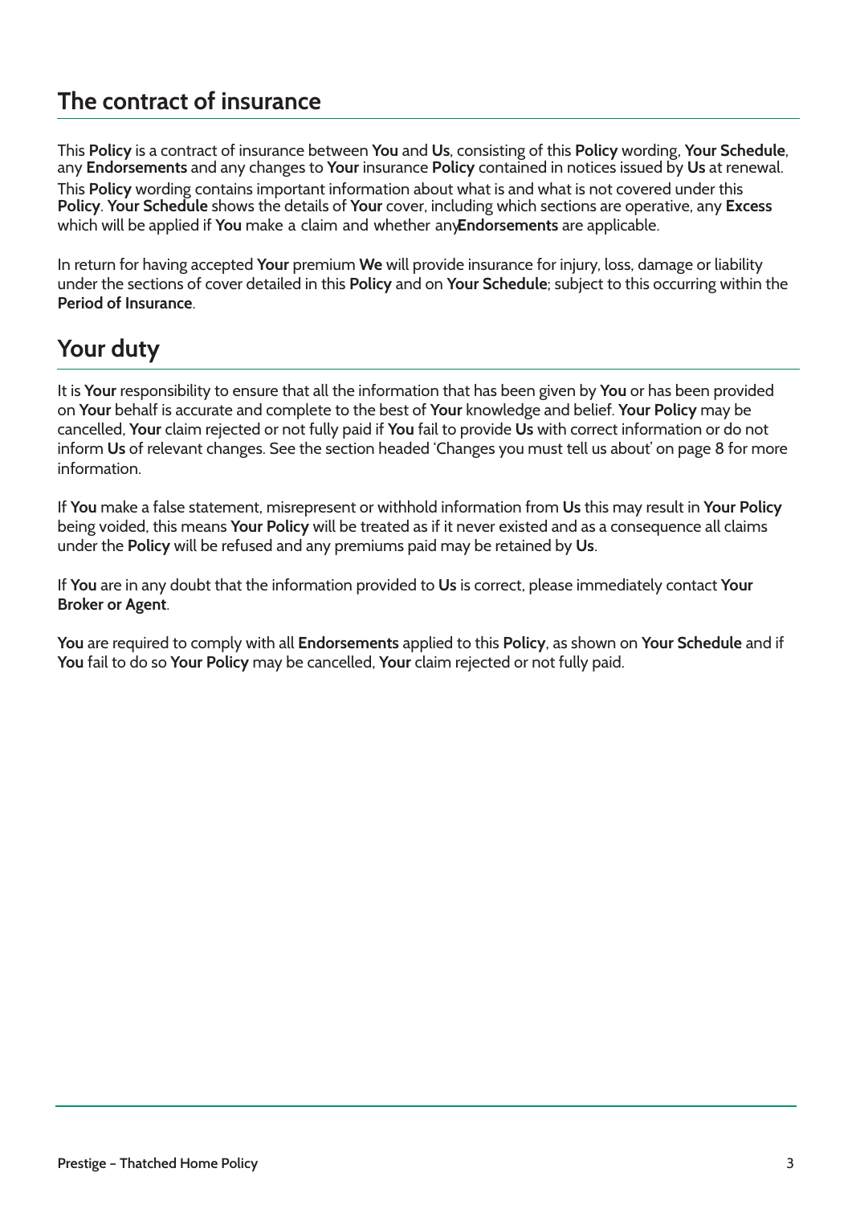## The contract of insurance

This **Policy** is a contract of insurance between **You** and **Us**, consisting of this **Policy** wording, **Your Schedule**, any **Endorsements** and any changes to **Your** insurance **Policy** contained in notices issued by **Us** at renewal. This **Policy** wording contains important information about what is and what is not covered under this **Policy**. **Your Schedule** shows the details of **Your** cover, including which sections are operative, any **Excess** which will be applied if **You** make a claim and whether any **Endorsements** are applicable.

In return for having accepted **Your** premium **We** will provide insurance for injury, loss, damage or liability under the sections of cover detailed in this **Policy** and on **Your Schedule**; subject to this occurring within the **Period of Insurance**.

## Your duty

It is **Your** responsibility to ensure that all the information that has been given by **You** or has been provided on **Your** behalf is accurate and complete to the best of **Your** knowledge and belief. **Your Policy** may be cancelled, **Your** claim rejected or not fully paid if **You** fail to provide **Us** with correct information or do not inform **Us** of relevant changes. See the section headed 'Changes you must tell us about' on page 8 for more information.

If **You** make a false statement, misrepresent or withhold information from **Us** this may result in **Your Policy** being voided, this means **Your Policy** will be treated as if it never existed and as a consequence all claims under the **Policy** will be refused and any premiums paid may be retained by **Us**.

If **You** are in any doubt that the information provided to **Us** is correct, please immediately contact **Your Broker or Agent**.

**You** are required to comply with all **Endorsements** applied to this **Policy**, as shown on **Your Schedule** and if **You** fail to do so **Your Policy** may be cancelled, **Your** claim rejected or not fully paid.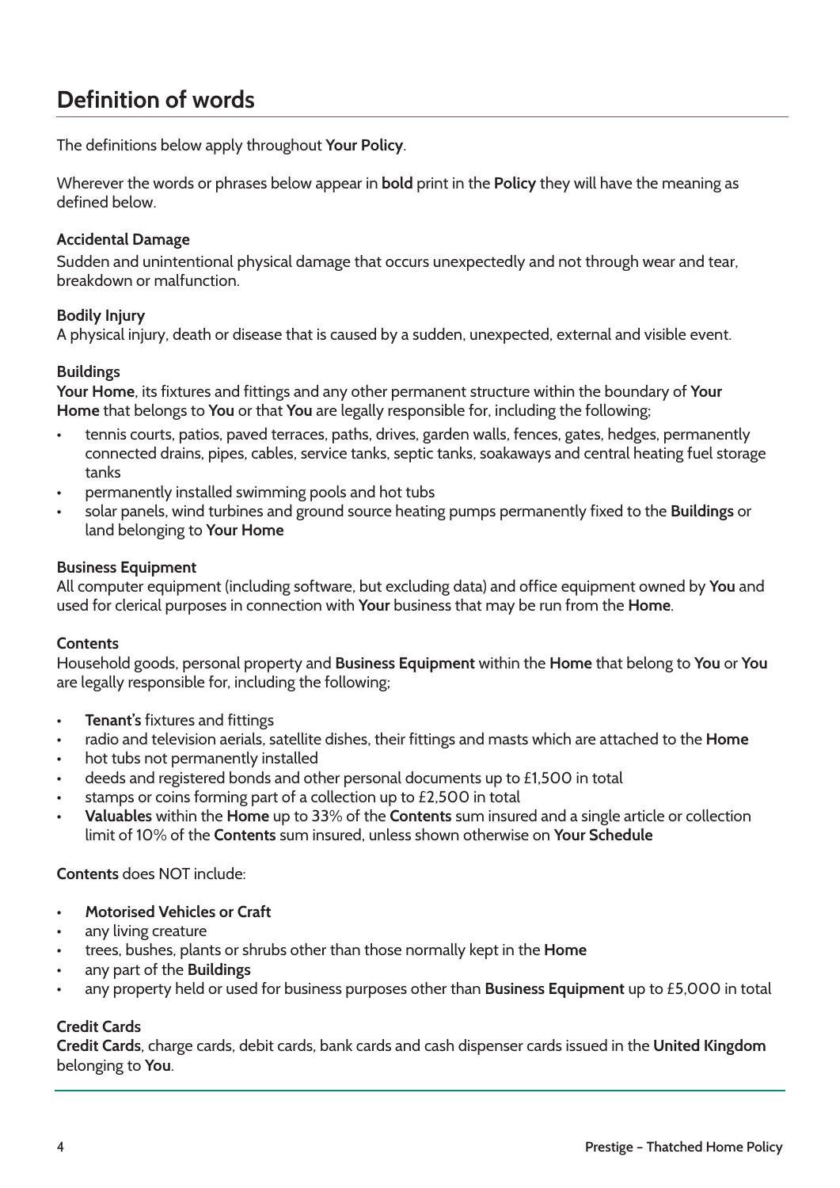# Definition of words

The definitions below apply throughout **Your Policy**.

Wherever the words or phrases below appear in **bold** print in the **Policy** they will have the meaning as defined below.

### Accidental Damage

Sudden and unintentional physical damage that occurs unexpectedly and not through wear and tear, breakdown or malfunction.

### Bodily Injury

A physical injury, death or disease that is caused by a sudden, unexpected, external and visible event.

### Buildings

**Your Home**, its fixtures and fittings and any other permanent structure within the boundary of **Your Home** that belongs to **You** or that **You** are legally responsible for, including the following;

- tennis courts, patios, paved terraces, paths, drives, garden walls, fences, gates, hedges, permanently connected drains, pipes, cables, service tanks, septic tanks, soakaways and central heating fuel storage tanks
- permanently installed swimming pools and hot tubs
- solar panels, wind turbines and ground source heating pumps permanently fixed to the **Buildings** or land belonging to **Your Home**

### Business Equipment

All computer equipment (including software, but excluding data) and office equipment owned by **You** and used for clerical purposes in connection with **Your** business that may be run from the **Home**.

### Contents

Household goods, personal property and **Business Equipment** within the **Home** that belong to **You** or **You** are legally responsible for, including the following;

- **Tenant's** fixtures and fittings
- radio and television aerials, satellite dishes, their fittings and masts which are attached to the **Home**
- hot tubs not permanently installed
- deeds and registered bonds and other personal documents up to £1,500 in total
- stamps or coins forming part of a collection up to £2,500 in total
- **Valuables** within the **Home** up to 33% of the **Contents** sum insured and a single article or collection limit of 10% of the **Contents** sum insured, unless shown otherwise on **Your Schedule**

**Contents** does NOT include:

- **Motorised Vehicles or Craft**
- any living creature
- trees, bushes, plants or shrubs other than those normally kept in the **Home**
- any part of the **Buildings**
- any property held or used for business purposes other than **Business Equipment** up to £5,000 in total

### Credit Cards

**Credit Cards**, charge cards, debit cards, bank cards and cash dispenser cards issued in the **United Kingdom** belonging to **You**.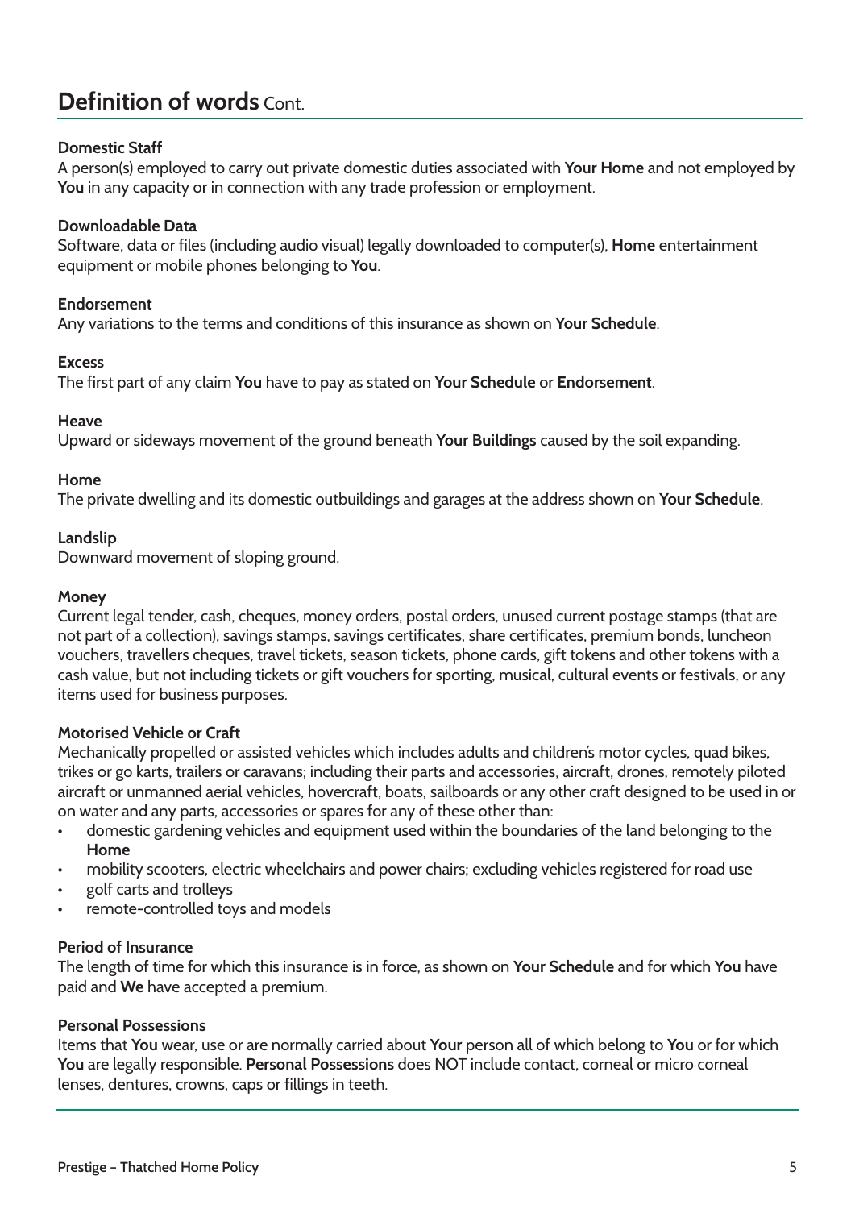# Definition of words Cont.

**Domestic Staff**
A person(s) employed to carry out private domestic duties associated with **Your Home** and not employed by **You** in any capacity or in connection with any trade profession or employment.

**Downloadable Data**
Software, data or files (including audio visual) legally downloaded to computer(s), **Home** entertainment equipment or mobile phones belonging to **You**.

**Endorsement**
Any variations to the terms and conditions of this insurance as shown on **Your Schedule**.

**Excess**
The first part of any claim **You** have to pay as stated on **Your Schedule** or **Endorsement**.

**Heave**
Upward or sideways movement of the ground beneath **Your Buildings** caused by the soil expanding.

**Home**
The private dwelling and its domestic outbuildings and garages at the address shown on **Your Schedule**.

**Landslip**
Downward movement of sloping ground.

**Money**
Current legal tender, cash, cheques, money orders, postal orders, unused current postage stamps (that are not part of a collection), savings stamps, savings certificates, share certificates, premium bonds, luncheon vouchers, travellers cheques, travel tickets, season tickets, phone cards, gift tokens and other tokens with a cash value, but not including tickets or gift vouchers for sporting, musical, cultural events or festivals, or any items used for business purposes.

**Motorised Vehicle or Craft**
Mechanically propelled or assisted vehicles which includes adults and children's motor cycles, quad bikes, trikes or go karts, trailers or caravans; including their parts and accessories, aircraft, drones, remotely piloted aircraft or unmanned aerial vehicles, hovercraft, boats, sailboards or any other craft designed to be used in or on water and any parts, accessories or spares for any of these other than:

- domestic gardening vehicles and equipment used within the boundaries of the land belonging to the **Home**
- mobility scooters, electric wheelchairs and power chairs; excluding vehicles registered for road use
- golf carts and trolleys
- remote-controlled toys and models

**Period of Insurance**
The length of time for which this insurance is in force, as shown on **Your Schedule** and for which **You** have paid and **We** have accepted a premium.

**Personal Possessions**
Items that **You** wear, use or are normally carried about **Your** person all of which belong to **You** or for which **You** are legally responsible. **Personal Possessions** does NOT include contact, corneal or micro corneal lenses, dentures, crowns, caps or fillings in teeth.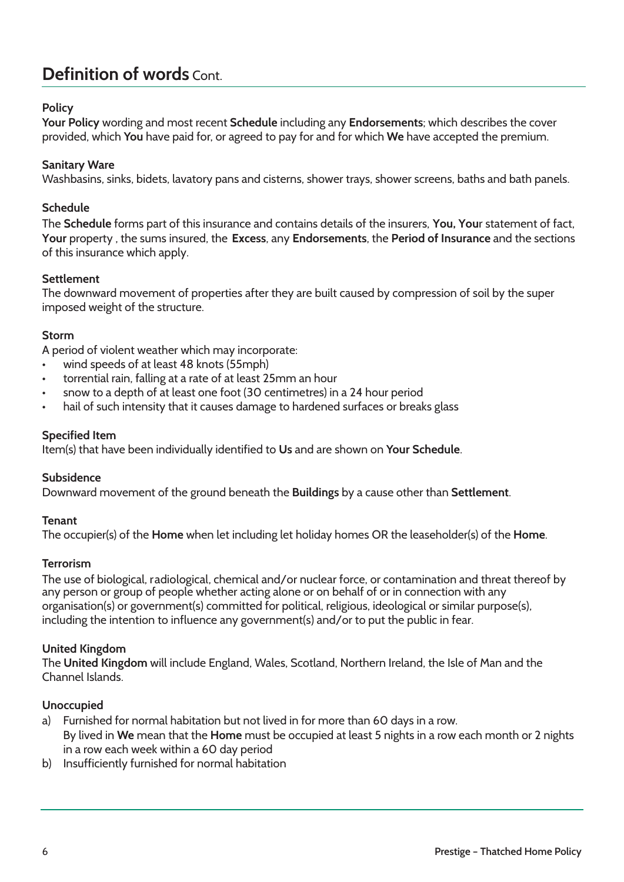## Definition of words Cont.

**Policy**

**Your Policy** wording and most recent **Schedule** including any **Endorsements**; which describes the cover provided, which **You** have paid for, or agreed to pay for and for which **We** have accepted the premium.

**Sanitary Ware**

Washbasins, sinks, bidets, lavatory pans and cisterns, shower trays, shower screens, baths and bath panels.

**Schedule**

The **Schedule** forms part of this insurance and contains details of the insurers, **You, You**r statement of fact, **Your** property , the sums insured, the **Excess**, any **Endorsements**, the **Period of Insurance** and the sections of this insurance which apply.

**Settlement**

The downward movement of properties after they are built caused by compression of soil by the super imposed weight of the structure.

**Storm**

A period of violent weather which may incorporate:

- wind speeds of at least 48 knots (55mph)
- torrential rain, falling at a rate of at least 25mm an hour
- snow to a depth of at least one foot (30 centimetres) in a 24 hour period
- hail of such intensity that it causes damage to hardened surfaces or breaks glass

**Specified Item**

Item(s) that have been individually identified to **Us** and are shown on **Your Schedule**.

**Subsidence**

Downward movement of the ground beneath the **Buildings** by a cause other than **Settlement**.

**Tenant**

The occupier(s) of the **Home** when let including let holiday homes OR the leaseholder(s) of the **Home**.

**Terrorism**

The use of biological, radiological, chemical and/or nuclear force, or contamination and threat thereof by any person or group of people whether acting alone or on behalf of or in connection with any organisation(s) or government(s) committed for political, religious, ideological or similar purpose(s), including the intention to influence any government(s) and/or to put the public in fear.

**United Kingdom**

The **United Kingdom** will include England, Wales, Scotland, Northern Ireland, the Isle of Man and the Channel Islands.

**Unoccupied**

a) Furnished for normal habitation but not lived in for more than 60 days in a row.
   By lived in **We** mean that the **Home** must be occupied at least 5 nights in a row each month or 2 nights in a row each week within a 60 day period
b) Insufficiently furnished for normal habitation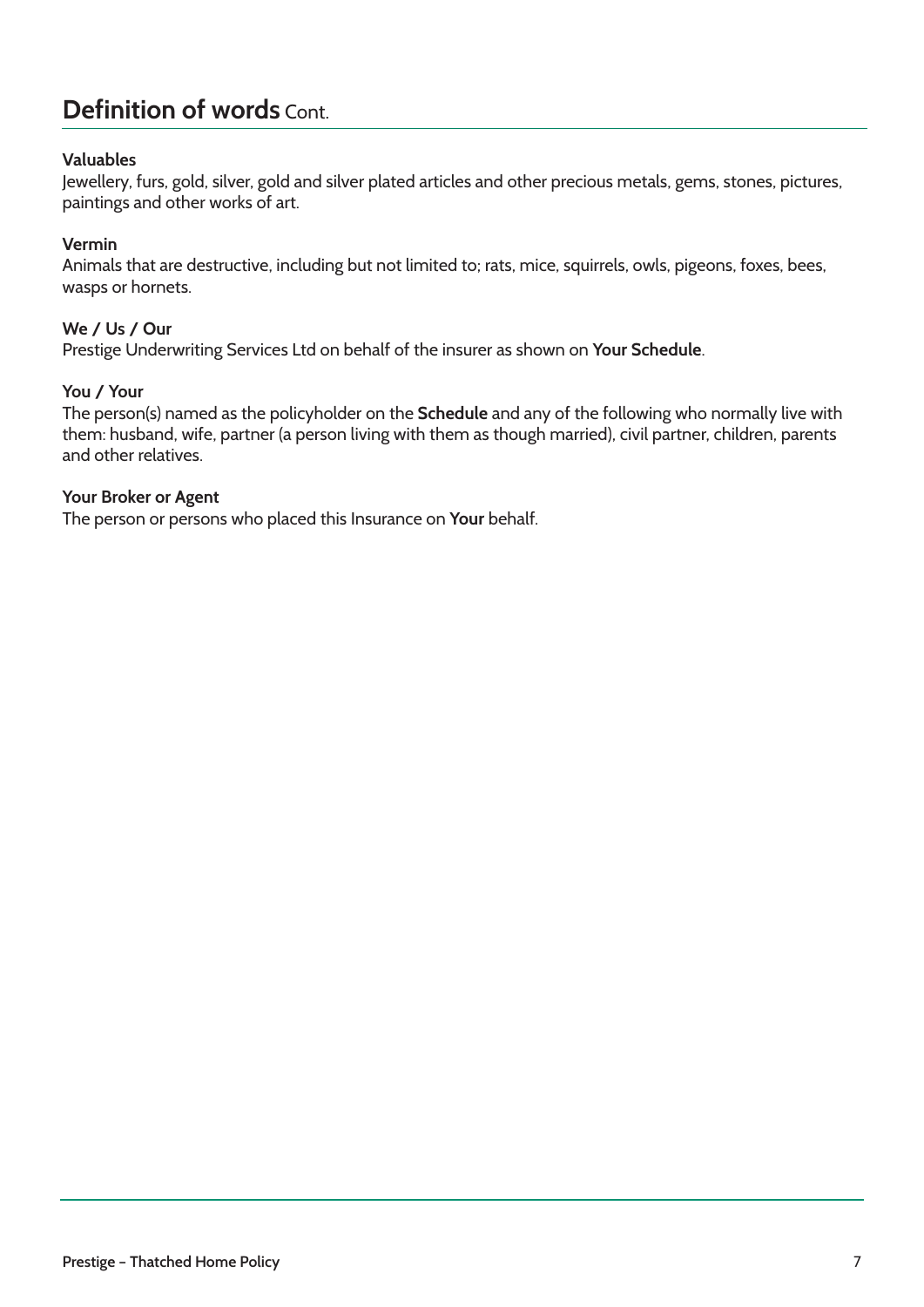## Definition of words Cont.

**Valuables**
Jewellery, furs, gold, silver, gold and silver plated articles and other precious metals, gems, stones, pictures, paintings and other works of art.

**Vermin**
Animals that are destructive, including but not limited to; rats, mice, squirrels, owls, pigeons, foxes, bees, wasps or hornets.

**We / Us / Our**
Prestige Underwriting Services Ltd on behalf of the insurer as shown on **Your Schedule**.

**You / Your**
The person(s) named as the policyholder on the **Schedule** and any of the following who normally live with them: husband, wife, partner (a person living with them as though married), civil partner, children, parents and other relatives.

**Your Broker or Agent**
The person or persons who placed this Insurance on **Your** behalf.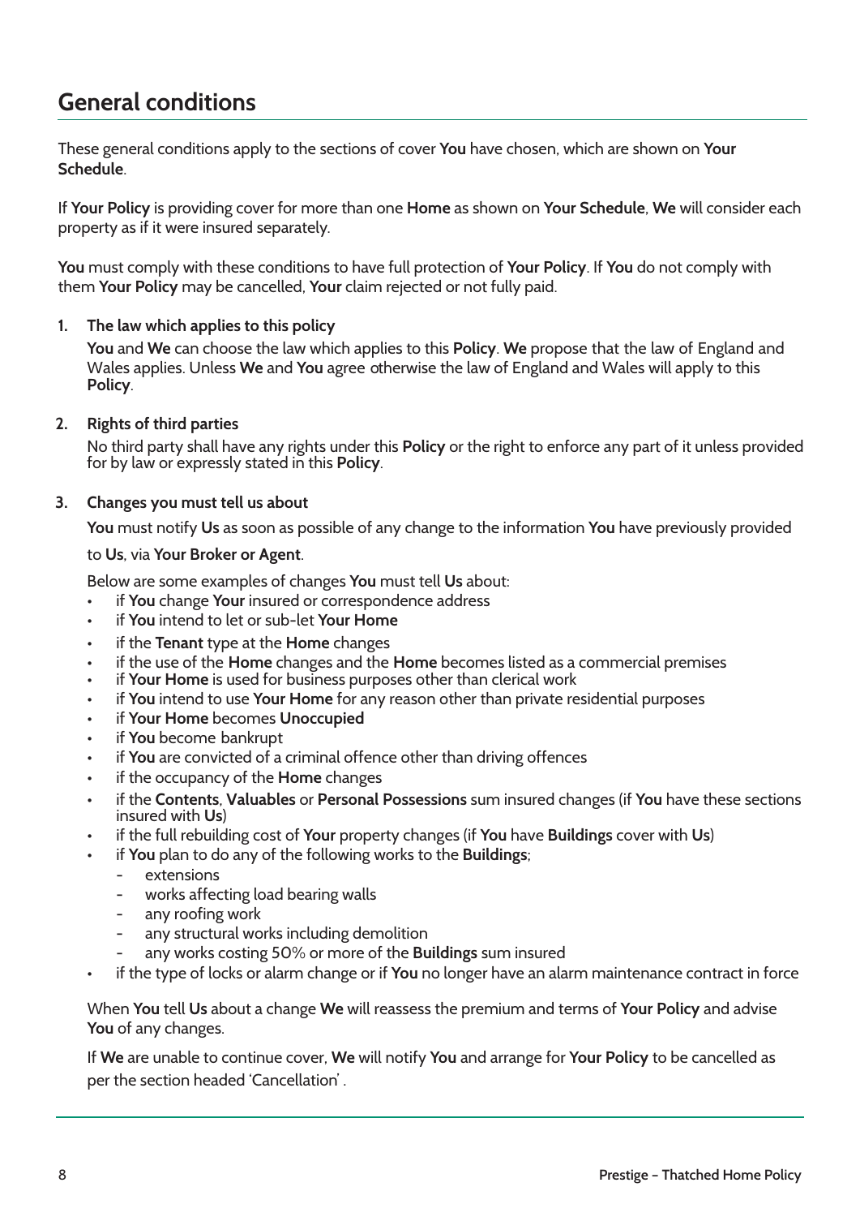# General conditions

These general conditions apply to the sections of cover **You** have chosen, which are shown on **Your Schedule**.

If **Your Policy** is providing cover for more than one **Home** as shown on **Your Schedule**, **We** will consider each property as if it were insured separately.

**You** must comply with these conditions to have full protection of **Your Policy**. If **You** do not comply with them **Your Policy** may be cancelled, **Your** claim rejected or not fully paid.

**1. The law which applies to this policy**

**You** and **We** can choose the law which applies to this **Policy**. **We** propose that the law of England and Wales applies. Unless **We** and **You** agree otherwise the law of England and Wales will apply to this **Policy**.

**2. Rights of third parties**

No third party shall have any rights under this **Policy** or the right to enforce any part of it unless provided for by law or expressly stated in this **Policy**.

**3. Changes you must tell us about**

**You** must notify **Us** as soon as possible of any change to the information **You** have previously provided to **Us**, via **Your Broker or Agent**.

Below are some examples of changes **You** must tell **Us** about:

- if **You** change **Your** insured or correspondence address
- if **You** intend to let or sub-let **Your Home**
- if the **Tenant** type at the **Home** changes
- if the use of the **Home** changes and the **Home** becomes listed as a commercial premises
- if **Your Home** is used for business purposes other than clerical work
- if **You** intend to use **Your Home** for any reason other than private residential purposes
- if **Your Home** becomes **Unoccupied**
- if **You** become bankrupt
- if **You** are convicted of a criminal offence other than driving offences
- if the occupancy of the **Home** changes
- if the **Contents**, **Valuables** or **Personal Possessions** sum insured changes (if **You** have these sections insured with **Us**)
- if the full rebuilding cost of **Your** property changes (if **You** have **Buildings** cover with **Us**)
- if **You** plan to do any of the following works to the **Buildings**;
  - extensions
  - works affecting load bearing walls
  - any roofing work
  - any structural works including demolition
  - any works costing 50% or more of the **Buildings** sum insured
- if the type of locks or alarm change or if **You** no longer have an alarm maintenance contract in force

When **You** tell **Us** about a change **We** will reassess the premium and terms of **Your Policy** and advise **You** of any changes.

If **We** are unable to continue cover, **We** will notify **You** and arrange for **Your Policy** to be cancelled as per the section headed 'Cancellation' .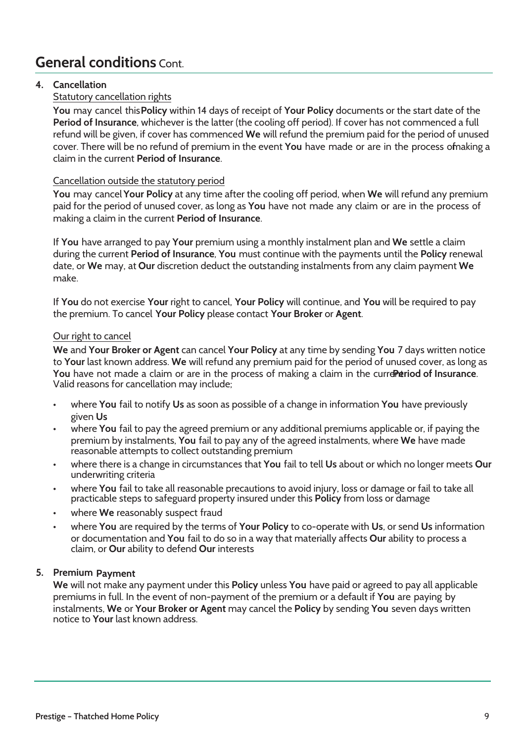# General conditions Cont.

## 4. Cancellation

Statutory cancellation rights

**You** may cancel this **Policy** within 14 days of receipt of **Your Policy** documents or the start date of the **Period of Insurance**, whichever is the latter (the cooling off period). If cover has not commenced a full refund will be given, if cover has commenced **We** will refund the premium paid for the period of unused cover. There will be no refund of premium in the event **You** have made or are in the process of making a claim in the current **Period of Insurance**.

Cancellation outside the statutory period

**You** may cancel **Your Policy** at any time after the cooling off period, when **We** will refund any premium paid for the period of unused cover, as long as **You** have not made any claim or are in the process of making a claim in the current **Period of Insurance**.

If **You** have arranged to pay **Your** premium using a monthly instalment plan and **We** settle a claim during the current **Period of Insurance**, **You** must continue with the payments until the **Policy** renewal date, or **We** may, at **Our** discretion deduct the outstanding instalments from any claim payment **We** make.

If **You** do not exercise **Your** right to cancel, **Your Policy** will continue, and **You** will be required to pay the premium. To cancel **Your Policy** please contact **Your Broker** or **Agent**.

Our right to cancel

**We** and **Your Broker or Agent** can cancel **Your Policy** at any time by sending **You** 7 days written notice to **Your** last known address. **We** will refund any premium paid for the period of unused cover, as long as **You** have not made a claim or are in the process of making a claim in the current **Period of Insurance**. Valid reasons for cancellation may include;

- where **You** fail to notify **Us** as soon as possible of a change in information **You** have previously given **Us**
- where **You** fail to pay the agreed premium or any additional premiums applicable or, if paying the premium by instalments, **You** fail to pay any of the agreed instalments, where **We** have made reasonable attempts to collect outstanding premium
- where there is a change in circumstances that **You** fail to tell **Us** about or which no longer meets **Our** underwriting criteria
- where **You** fail to take all reasonable precautions to avoid injury, loss or damage or fail to take all practicable steps to safeguard property insured under this **Policy** from loss or damage
- where **We** reasonably suspect fraud
- where **You** are required by the terms of **Your Policy** to co-operate with **Us**, or send **Us** information or documentation and **You** fail to do so in a way that materially affects **Our** ability to process a claim, or **Our** ability to defend **Our** interests

## 5. Premium Payment

**We** will not make any payment under this **Policy** unless **You** have paid or agreed to pay all applicable premiums in full. In the event of non-payment of the premium or a default if **You** are paying by instalments, **We** or **Your Broker or Agent** may cancel the **Policy** by sending **You** seven days written notice to **Your** last known address.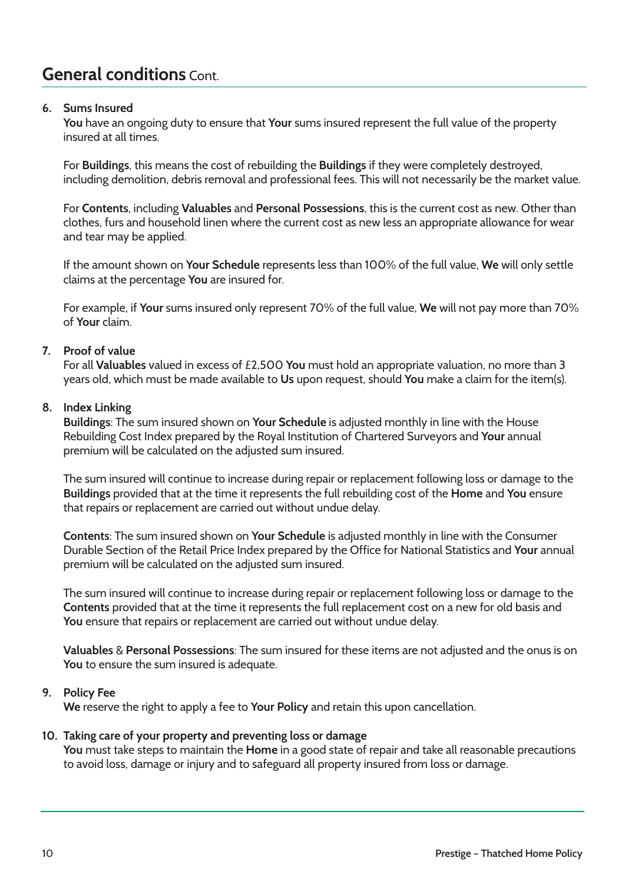## General conditions Cont.

**6. Sums Insured**

**You** have an ongoing duty to ensure that **Your** sums insured represent the full value of the property insured at all times.

For **Buildings**, this means the cost of rebuilding the **Buildings** if they were completely destroyed, including demolition, debris removal and professional fees. This will not necessarily be the market value.

For **Contents**, including **Valuables** and **Personal Possessions**, this is the current cost as new. Other than clothes, furs and household linen where the current cost as new less an appropriate allowance for wear and tear may be applied.

If the amount shown on **Your Schedule** represents less than 100% of the full value, **We** will only settle claims at the percentage **You** are insured for.

For example, if **Your** sums insured only represent 70% of the full value, **We** will not pay more than 70% of **Your** claim.

**7. Proof of value**

For all **Valuables** valued in excess of £2,500 **You** must hold an appropriate valuation, no more than 3 years old, which must be made available to **Us** upon request, should **You** make a claim for the item(s).

**8. Index Linking**

**Buildings**: The sum insured shown on **Your Schedule** is adjusted monthly in line with the House Rebuilding Cost Index prepared by the Royal Institution of Chartered Surveyors and **Your** annual premium will be calculated on the adjusted sum insured.

The sum insured will continue to increase during repair or replacement following loss or damage to the **Buildings** provided that at the time it represents the full rebuilding cost of the **Home** and **You** ensure that repairs or replacement are carried out without undue delay.

**Contents**: The sum insured shown on **Your Schedule** is adjusted monthly in line with the Consumer Durable Section of the Retail Price Index prepared by the Office for National Statistics and **Your** annual premium will be calculated on the adjusted sum insured.

The sum insured will continue to increase during repair or replacement following loss or damage to the **Contents** provided that at the time it represents the full replacement cost on a new for old basis and **You** ensure that repairs or replacement are carried out without undue delay.

**Valuables** & **Personal Possessions**: The sum insured for these items are not adjusted and the onus is on **You** to ensure the sum insured is adequate.

**9. Policy Fee**

**We** reserve the right to apply a fee to **Your Policy** and retain this upon cancellation.

**10. Taking care of your property and preventing loss or damage**

**You** must take steps to maintain the **Home** in a good state of repair and take all reasonable precautions to avoid loss, damage or injury and to safeguard all property insured from loss or damage.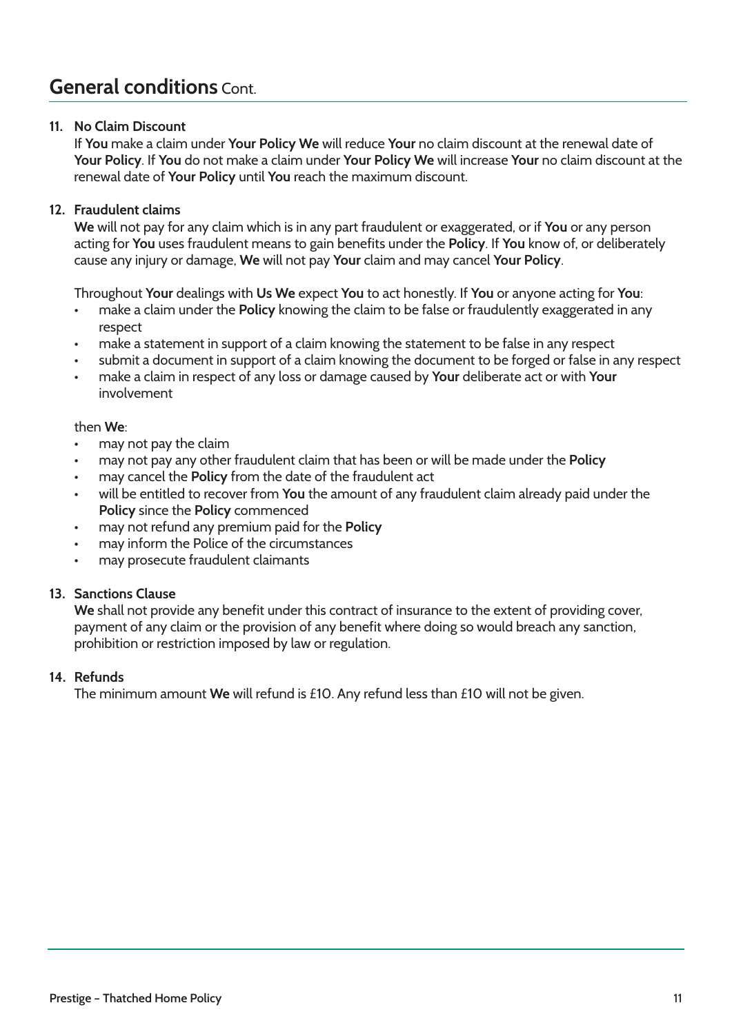## General conditions Cont.

**11. No Claim Discount**

If **You** make a claim under **Your Policy We** will reduce **Your** no claim discount at the renewal date of **Your Policy**. If **You** do not make a claim under **Your Policy We** will increase **Your** no claim discount at the renewal date of **Your Policy** until **You** reach the maximum discount.

**12. Fraudulent claims**

**We** will not pay for any claim which is in any part fraudulent or exaggerated, or if **You** or any person acting for **You** uses fraudulent means to gain benefits under the **Policy**. If **You** know of, or deliberately cause any injury or damage, **We** will not pay **Your** claim and may cancel **Your Policy**.

Throughout **Your** dealings with **Us We** expect **You** to act honestly. If **You** or anyone acting for **You**:

- make a claim under the **Policy** knowing the claim to be false or fraudulently exaggerated in any respect
- make a statement in support of a claim knowing the statement to be false in any respect
- submit a document in support of a claim knowing the document to be forged or false in any respect
- make a claim in respect of any loss or damage caused by **Your** deliberate act or with **Your** involvement

then **We**:

- may not pay the claim
- may not pay any other fraudulent claim that has been or will be made under the **Policy**
- may cancel the **Policy** from the date of the fraudulent act
- will be entitled to recover from **You** the amount of any fraudulent claim already paid under the **Policy** since the **Policy** commenced
- may not refund any premium paid for the **Policy**
- may inform the Police of the circumstances
- may prosecute fraudulent claimants

**13. Sanctions Clause**

**We** shall not provide any benefit under this contract of insurance to the extent of providing cover, payment of any claim or the provision of any benefit where doing so would breach any sanction, prohibition or restriction imposed by law or regulation.

**14. Refunds**

The minimum amount **We** will refund is £10. Any refund less than £10 will not be given.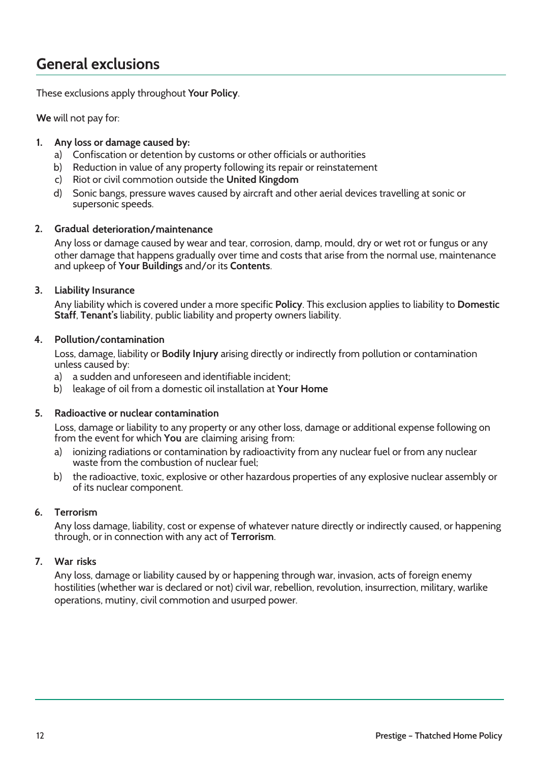# General exclusions

These exclusions apply throughout **Your Policy**.

**We** will not pay for:

1. **Any loss or damage caused by:**
   a) Confiscation or detention by customs or other officials or authorities
   b) Reduction in value of any property following its repair or reinstatement
   c) Riot or civil commotion outside the **United Kingdom**
   d) Sonic bangs, pressure waves caused by aircraft and other aerial devices travelling at sonic or supersonic speeds.

2. **Gradual deterioration/maintenance**

   Any loss or damage caused by wear and tear, corrosion, damp, mould, dry or wet rot or fungus or any other damage that happens gradually over time and costs that arise from the normal use, maintenance and upkeep of **Your Buildings** and/or its **Contents**.

3. **Liability Insurance**

   Any liability which is covered under a more specific **Policy**. This exclusion applies to liability to **Domestic Staff**, **Tenant's** liability, public liability and property owners liability.

4. **Pollution/contamination**

   Loss, damage, liability or **Bodily Injury** arising directly or indirectly from pollution or contamination unless caused by:
   a) a sudden and unforeseen and identifiable incident;
   b) leakage of oil from a domestic oil installation at **Your Home**

5. **Radioactive or nuclear contamination**

   Loss, damage or liability to any property or any other loss, damage or additional expense following on from the event for which **You** are claiming arising from:
   a) ionizing radiations or contamination by radioactivity from any nuclear fuel or from any nuclear waste from the combustion of nuclear fuel;
   b) the radioactive, toxic, explosive or other hazardous properties of any explosive nuclear assembly or of its nuclear component.

6. **Terrorism**

   Any loss damage, liability, cost or expense of whatever nature directly or indirectly caused, or happening through, or in connection with any act of **Terrorism**.

7. **War risks**

   Any loss, damage or liability caused by or happening through war, invasion, acts of foreign enemy hostilities (whether war is declared or not) civil war, rebellion, revolution, insurrection, military, warlike operations, mutiny, civil commotion and usurped power.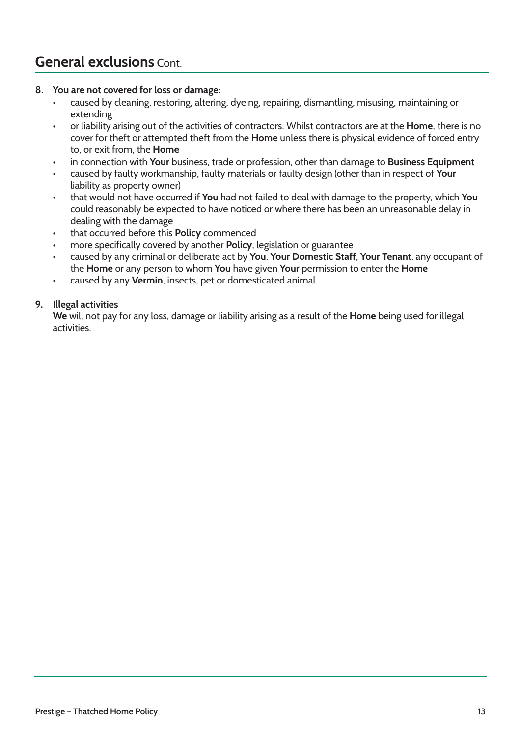## General exclusions Cont.

8. **You are not covered for loss or damage:**
   - caused by cleaning, restoring, altering, dyeing, repairing, dismantling, misusing, maintaining or extending
   - or liability arising out of the activities of contractors. Whilst contractors are at the **Home**, there is no cover for theft or attempted theft from the **Home** unless there is physical evidence of forced entry to, or exit from, the **Home**
   - in connection with **Your** business, trade or profession, other than damage to **Business Equipment**
   - caused by faulty workmanship, faulty materials or faulty design (other than in respect of **Your** liability as property owner)
   - that would not have occurred if **You** had not failed to deal with damage to the property, which **You** could reasonably be expected to have noticed or where there has been an unreasonable delay in dealing with the damage
   - that occurred before this **Policy** commenced
   - more specifically covered by another **Policy**, legislation or guarantee
   - caused by any criminal or deliberate act by **You**, **Your Domestic Staff**, **Your Tenant**, any occupant of the **Home** or any person to whom **You** have given **Your** permission to enter the **Home**
   - caused by any **Vermin**, insects, pet or domesticated animal

9. **Illegal activities**

   **We** will not pay for any loss, damage or liability arising as a result of the **Home** being used for illegal activities.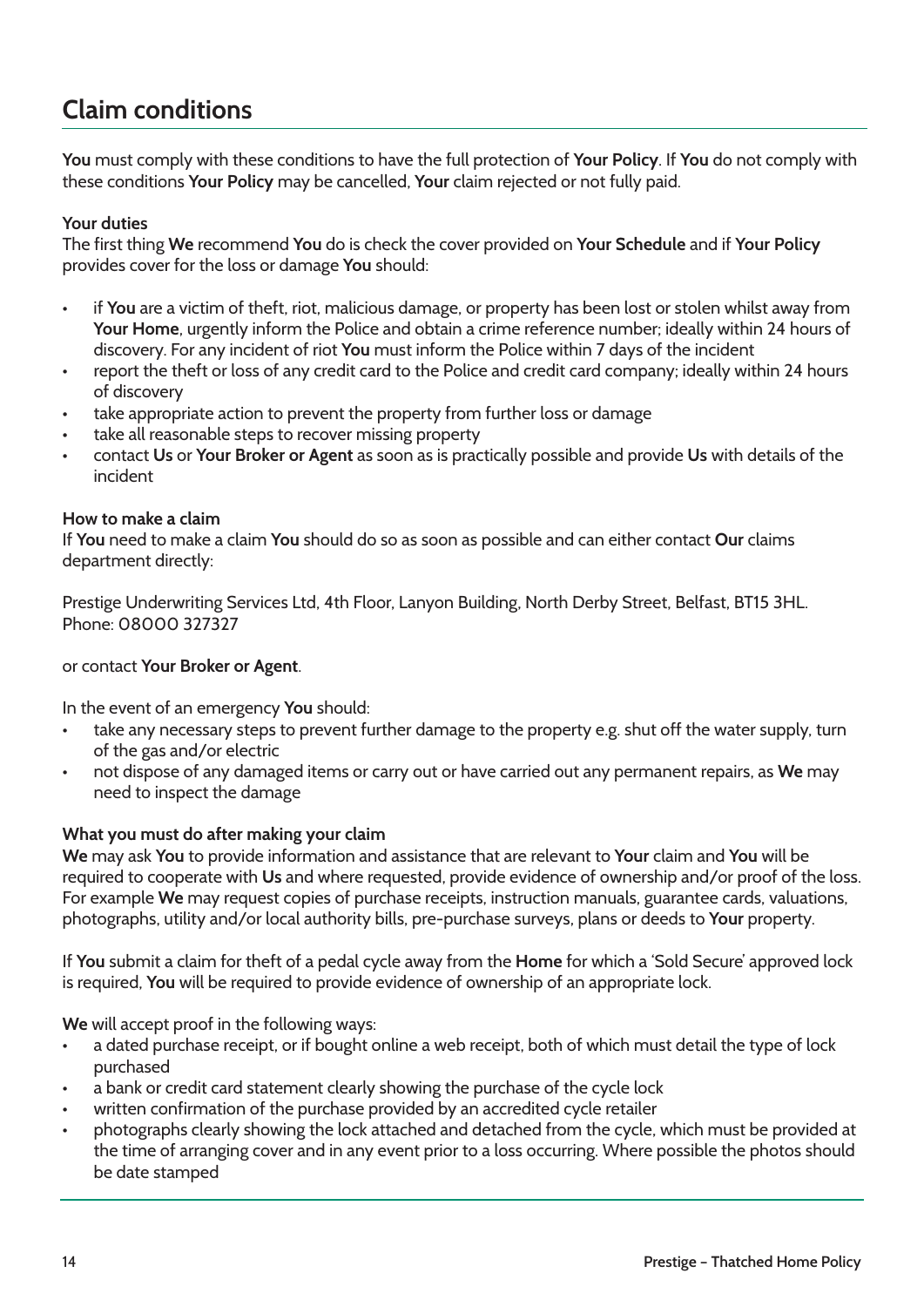## Claim conditions

**You** must comply with these conditions to have the full protection of **Your Policy**. If **You** do not comply with these conditions **Your Policy** may be cancelled, **Your** claim rejected or not fully paid.

### Your duties

The first thing **We** recommend **You** do is check the cover provided on **Your Schedule** and if **Your Policy** provides cover for the loss or damage **You** should:

- if **You** are a victim of theft, riot, malicious damage, or property has been lost or stolen whilst away from **Your Home**, urgently inform the Police and obtain a crime reference number; ideally within 24 hours of discovery. For any incident of riot **You** must inform the Police within 7 days of the incident
- report the theft or loss of any credit card to the Police and credit card company; ideally within 24 hours of discovery
- take appropriate action to prevent the property from further loss or damage
- take all reasonable steps to recover missing property
- contact **Us** or **Your Broker or Agent** as soon as is practically possible and provide **Us** with details of the incident

### How to make a claim

If **You** need to make a claim **You** should do so as soon as possible and can either contact **Our** claims department directly:

Prestige Underwriting Services Ltd, 4th Floor, Lanyon Building, North Derby Street, Belfast, BT15 3HL.
Phone: 08000 327327

or contact **Your Broker or Agent**.

In the event of an emergency **You** should:

- take any necessary steps to prevent further damage to the property e.g. shut off the water supply, turn of the gas and/or electric
- not dispose of any damaged items or carry out or have carried out any permanent repairs, as **We** may need to inspect the damage

### What you must do after making your claim

**We** may ask **You** to provide information and assistance that are relevant to **Your** claim and **You** will be required to cooperate with **Us** and where requested, provide evidence of ownership and/or proof of the loss. For example **We** may request copies of purchase receipts, instruction manuals, guarantee cards, valuations, photographs, utility and/or local authority bills, pre-purchase surveys, plans or deeds to **Your** property.

If **You** submit a claim for theft of a pedal cycle away from the **Home** for which a 'Sold Secure' approved lock is required, **You** will be required to provide evidence of ownership of an appropriate lock.

**We** will accept proof in the following ways:

- a dated purchase receipt, or if bought online a web receipt, both of which must detail the type of lock purchased
- a bank or credit card statement clearly showing the purchase of the cycle lock
- written confirmation of the purchase provided by an accredited cycle retailer
- photographs clearly showing the lock attached and detached from the cycle, which must be provided at the time of arranging cover and in any event prior to a loss occurring. Where possible the photos should be date stamped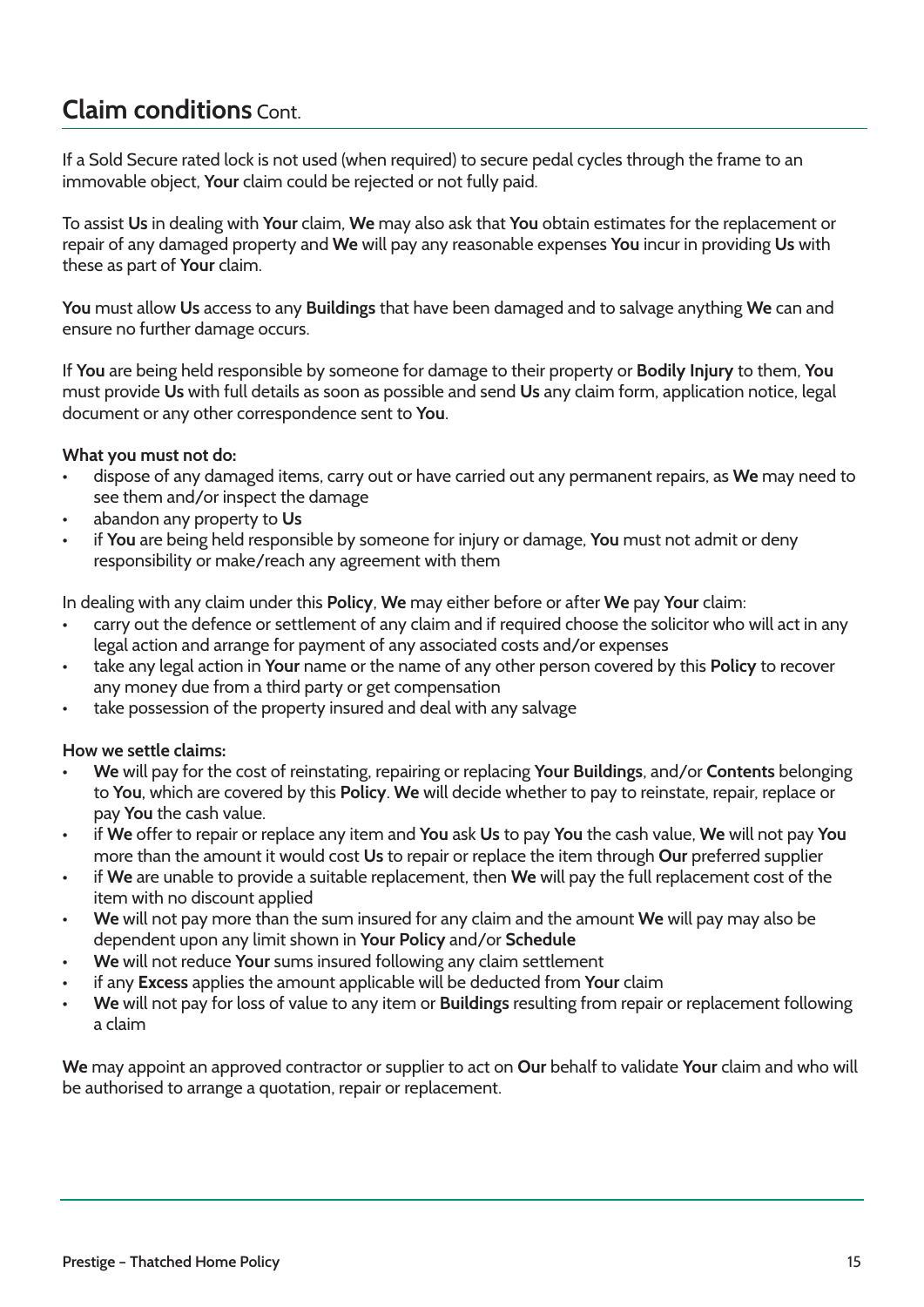## Claim conditions Cont.

If a Sold Secure rated lock is not used (when required) to secure pedal cycles through the frame to an immovable object, **Your** claim could be rejected or not fully paid.

To assist **Us** in dealing with **Your** claim, **We** may also ask that **You** obtain estimates for the replacement or repair of any damaged property and **We** will pay any reasonable expenses **You** incur in providing **Us** with these as part of **Your** claim.

**You** must allow **Us** access to any **Buildings** that have been damaged and to salvage anything **We** can and ensure no further damage occurs.

If **You** are being held responsible by someone for damage to their property or **Bodily Injury** to them, **You** must provide **Us** with full details as soon as possible and send **Us** any claim form, application notice, legal document or any other correspondence sent to **You**.

**What you must not do:**

- dispose of any damaged items, carry out or have carried out any permanent repairs, as **We** may need to see them and/or inspect the damage
- abandon any property to **Us**
- if **You** are being held responsible by someone for injury or damage, **You** must not admit or deny responsibility or make/reach any agreement with them

In dealing with any claim under this **Policy**, **We** may either before or after **We** pay **Your** claim:

- carry out the defence or settlement of any claim and if required choose the solicitor who will act in any legal action and arrange for payment of any associated costs and/or expenses
- take any legal action in **Your** name or the name of any other person covered by this **Policy** to recover any money due from a third party or get compensation
- take possession of the property insured and deal with any salvage

**How we settle claims:**

- **We** will pay for the cost of reinstating, repairing or replacing **Your Buildings**, and/or **Contents** belonging to **You**, which are covered by this **Policy**. **We** will decide whether to pay to reinstate, repair, replace or pay **You** the cash value.
- if **We** offer to repair or replace any item and **You** ask **Us** to pay **You** the cash value, **We** will not pay **You** more than the amount it would cost **Us** to repair or replace the item through **Our** preferred supplier
- if **We** are unable to provide a suitable replacement, then **We** will pay the full replacement cost of the item with no discount applied
- **We** will not pay more than the sum insured for any claim and the amount **We** will pay may also be dependent upon any limit shown in **Your Policy** and/or **Schedule**
- **We** will not reduce **Your** sums insured following any claim settlement
- if any **Excess** applies the amount applicable will be deducted from **Your** claim
- **We** will not pay for loss of value to any item or **Buildings** resulting from repair or replacement following a claim

**We** may appoint an approved contractor or supplier to act on **Our** behalf to validate **Your** claim and who will be authorised to arrange a quotation, repair or replacement.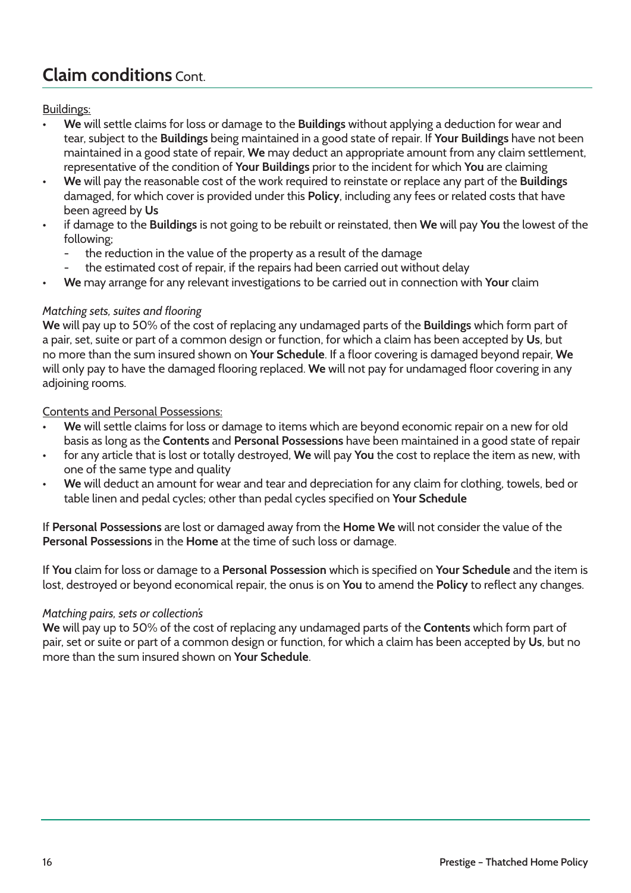## Claim conditions Cont.

Buildings:

- **We** will settle claims for loss or damage to the **Buildings** without applying a deduction for wear and tear, subject to the **Buildings** being maintained in a good state of repair. If **Your Buildings** have not been maintained in a good state of repair, **We** may deduct an appropriate amount from any claim settlement, representative of the condition of **Your Buildings** prior to the incident for which **You** are claiming
- **We** will pay the reasonable cost of the work required to reinstate or replace any part of the **Buildings** damaged, for which cover is provided under this **Policy**, including any fees or related costs that have been agreed by **Us**
- if damage to the **Buildings** is not going to be rebuilt or reinstated, then **We** will pay **You** the lowest of the following;
  - the reduction in the value of the property as a result of the damage
  - the estimated cost of repair, if the repairs had been carried out without delay
- **We** may arrange for any relevant investigations to be carried out in connection with **Your** claim

*Matching sets, suites and flooring*

**We** will pay up to 50% of the cost of replacing any undamaged parts of the **Buildings** which form part of a pair, set, suite or part of a common design or function, for which a claim has been accepted by **Us**, but no more than the sum insured shown on **Your Schedule**. If a floor covering is damaged beyond repair, **We** will only pay to have the damaged flooring replaced. **We** will not pay for undamaged floor covering in any adjoining rooms.

Contents and Personal Possessions:

- **We** will settle claims for loss or damage to items which are beyond economic repair on a new for old basis as long as the **Contents** and **Personal Possessions** have been maintained in a good state of repair
- for any article that is lost or totally destroyed, **We** will pay **You** the cost to replace the item as new, with one of the same type and quality
- **We** will deduct an amount for wear and tear and depreciation for any claim for clothing, towels, bed or table linen and pedal cycles; other than pedal cycles specified on **Your Schedule**

If **Personal Possessions** are lost or damaged away from the **Home We** will not consider the value of the **Personal Possessions** in the **Home** at the time of such loss or damage.

If **You** claim for loss or damage to a **Personal Possession** which is specified on **Your Schedule** and the item is lost, destroyed or beyond economical repair, the onus is on **You** to amend the **Policy** to reflect any changes.

*Matching pairs, sets or collection's*

**We** will pay up to 50% of the cost of replacing any undamaged parts of the **Contents** which form part of pair, set or suite or part of a common design or function, for which a claim has been accepted by **Us**, but no more than the sum insured shown on **Your Schedule**.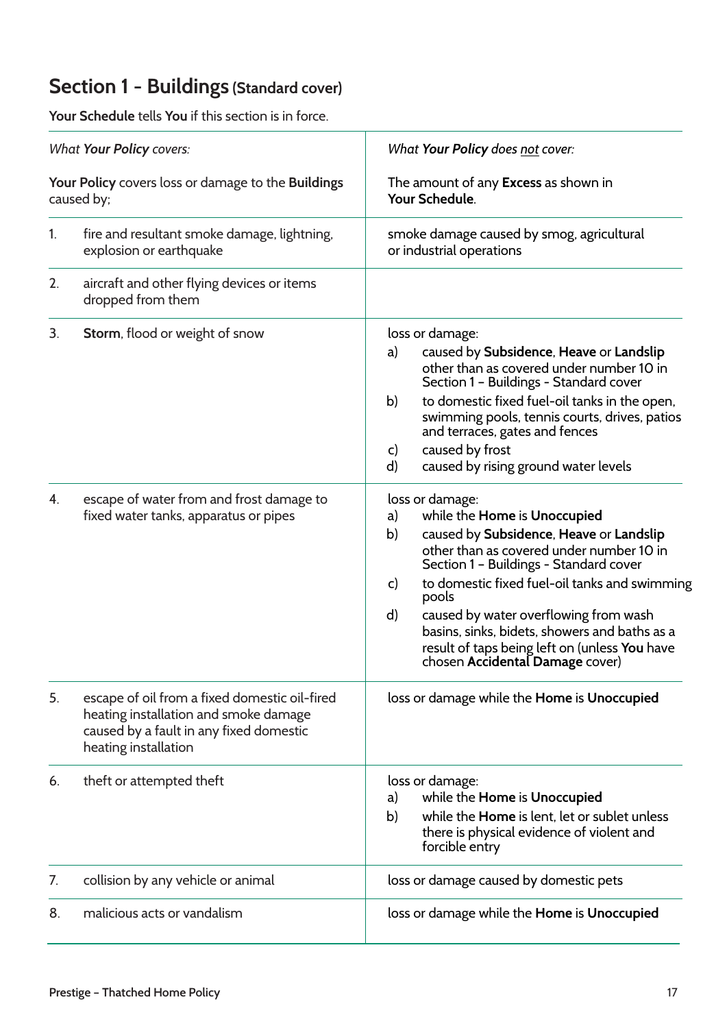## Section 1 - Buildings (Standard cover)

**Your Schedule** tells **You** if this section is in force.

| *What **Your Policy** covers:* | *What **Your Policy** does not cover:* |
|---|---|
| **Your Policy** covers loss or damage to the **Buildings** caused by; | The amount of any **Excess** as shown in **Your Schedule**. |
| 1. fire and resultant smoke damage, lightning, explosion or earthquake | smoke damage caused by smog, agricultural or industrial operations |
| 2. aircraft and other flying devices or items dropped from them | |
| 3. **Storm**, flood or weight of snow | loss or damage: a) caused by **Subsidence**, **Heave** or **Landslip** other than as covered under number 10 in Section 1 – Buildings - Standard cover b) to domestic fixed fuel-oil tanks in the open, swimming pools, tennis courts, drives, patios and terraces, gates and fences c) caused by frost d) caused by rising ground water levels |
| 4. escape of water from and frost damage to fixed water tanks, apparatus or pipes | loss or damage: a) while the **Home** is **Unoccupied** b) caused by **Subsidence**, **Heave** or **Landslip** other than as covered under number 10 in Section 1 – Buildings - Standard cover c) to domestic fixed fuel-oil tanks and swimming pools d) caused by water overflowing from wash basins, sinks, bidets, showers and baths as a result of taps being left on (unless **You** have chosen **Accidental Damage** cover) |
| 5. escape of oil from a fixed domestic oil-fired heating installation and smoke damage caused by a fault in any fixed domestic heating installation | loss or damage while the **Home** is **Unoccupied** |
| 6. theft or attempted theft | loss or damage: a) while the **Home** is **Unoccupied** b) while the **Home** is lent, let or sublet unless there is physical evidence of violent and forcible entry |
| 7. collision by any vehicle or animal | loss or damage caused by domestic pets |
| 8. malicious acts or vandalism | loss or damage while the **Home** is **Unoccupied** |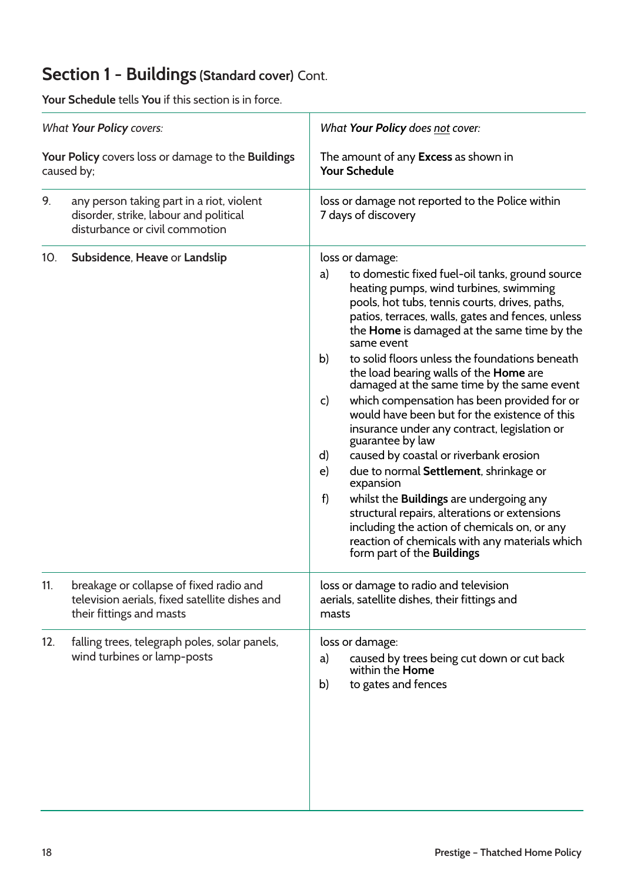## Section 1 - Buildings (Standard cover) Cont.

**Your Schedule** tells **You** if this section is in force.

| *What **Your Policy** covers:*<br><br>**Your Policy** covers loss or damage to the **Buildings** caused by; | *What **Your Policy** does not cover:*<br><br>The amount of any **Excess** as shown in **Your Schedule** |
|---|---|
| 9. any person taking part in a riot, violent disorder, strike, labour and political disturbance or civil commotion | loss or damage not reported to the Police within 7 days of discovery |
| 10. **Subsidence**, **Heave** or **Landslip** | loss or damage:<br>a) to domestic fixed fuel-oil tanks, ground source heating pumps, wind turbines, swimming pools, hot tubs, tennis courts, drives, paths, patios, terraces, walls, gates and fences, unless the **Home** is damaged at the same time by the same event<br>b) to solid floors unless the foundations beneath the load bearing walls of the **Home** are damaged at the same time by the same event<br>c) which compensation has been provided for or would have been but for the existence of this insurance under any contract, legislation or guarantee by law<br>d) caused by coastal or riverbank erosion<br>e) due to normal **Settlement**, shrinkage or expansion<br>f) whilst the **Buildings** are undergoing any structural repairs, alterations or extensions including the action of chemicals on, or any reaction of chemicals with any materials which form part of the **Buildings** |
| 11. breakage or collapse of fixed radio and television aerials, fixed satellite dishes and their fittings and masts | loss or damage to radio and television aerials, satellite dishes, their fittings and masts |
| 12. falling trees, telegraph poles, solar panels, wind turbines or lamp-posts | loss or damage:<br>a) caused by trees being cut down or cut back within the **Home**<br>b) to gates and fences |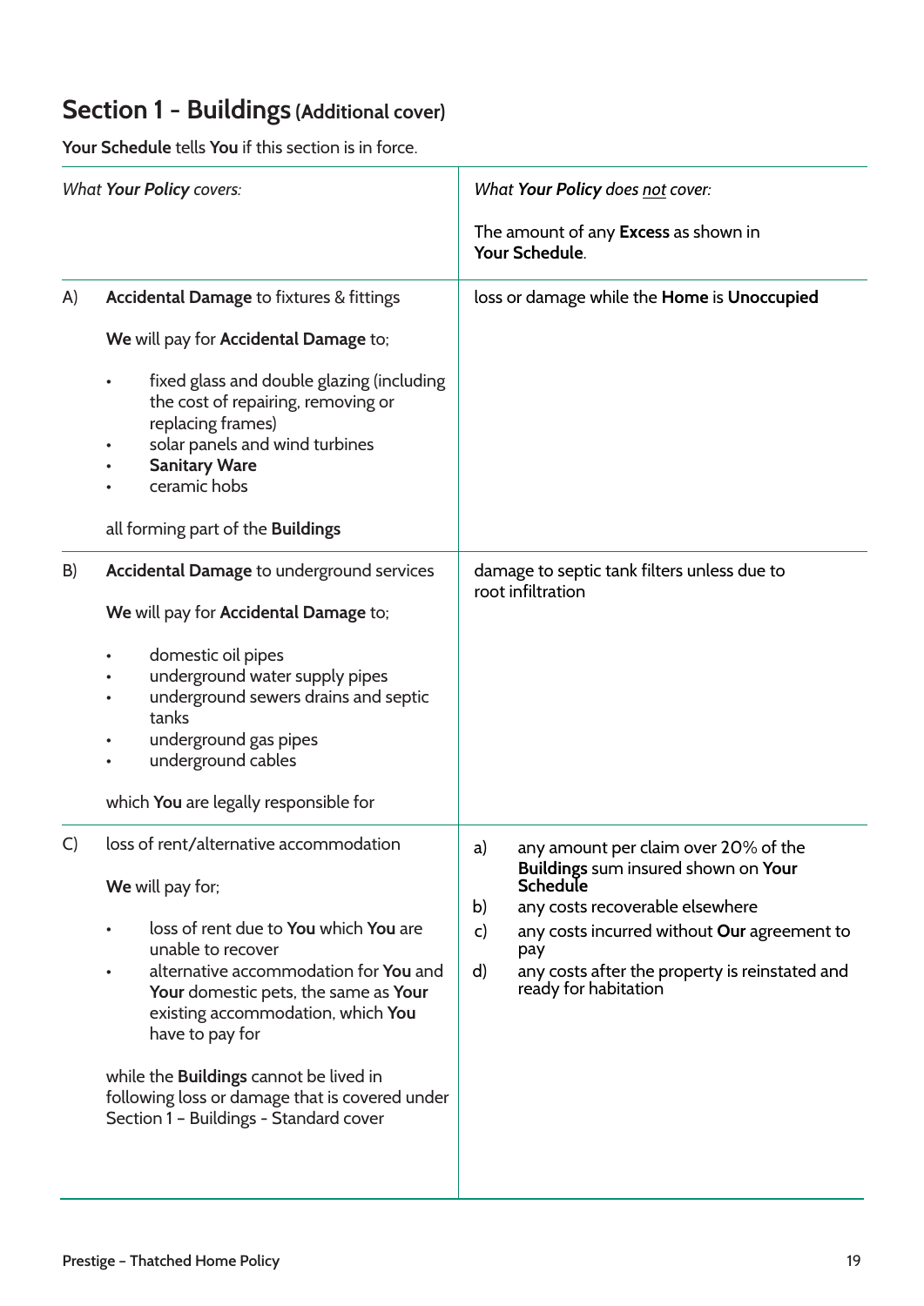## Section 1 - Buildings (Additional cover)

**Your Schedule** tells **You** if this section is in force.

| | *What **Your Policy** covers:* | *What **Your Policy** does not cover:*<br><br>The amount of any **Excess** as shown in **Your Schedule**. |
|---|---|---|
| A) | **Accidental Damage** to fixtures & fittings<br><br>**We** will pay for **Accidental Damage** to;<br><br>• fixed glass and double glazing (including the cost of repairing, removing or replacing frames)<br>• solar panels and wind turbines<br>• **Sanitary Ware**<br>• ceramic hobs<br><br>all forming part of the **Buildings** | loss or damage while the **Home** is **Unoccupied** |
| B) | **Accidental Damage** to underground services<br><br>**We** will pay for **Accidental Damage** to;<br><br>• domestic oil pipes<br>• underground water supply pipes<br>• underground sewers drains and septic tanks<br>• underground gas pipes<br>• underground cables<br><br>which **You** are legally responsible for | damage to septic tank filters unless due to root infiltration |
| C) | loss of rent/alternative accommodation<br><br>**We** will pay for;<br><br>• loss of rent due to **You** which **You** are unable to recover<br>• alternative accommodation for **You** and **Your** domestic pets, the same as **Your** existing accommodation, which **You** have to pay for<br><br>while the **Buildings** cannot be lived in following loss or damage that is covered under Section 1 – Buildings - Standard cover | a) any amount per claim over 20% of the **Buildings** sum insured shown on **Your Schedule**<br>b) any costs recoverable elsewhere<br>c) any costs incurred without **Our** agreement to pay<br>d) any costs after the property is reinstated and ready for habitation |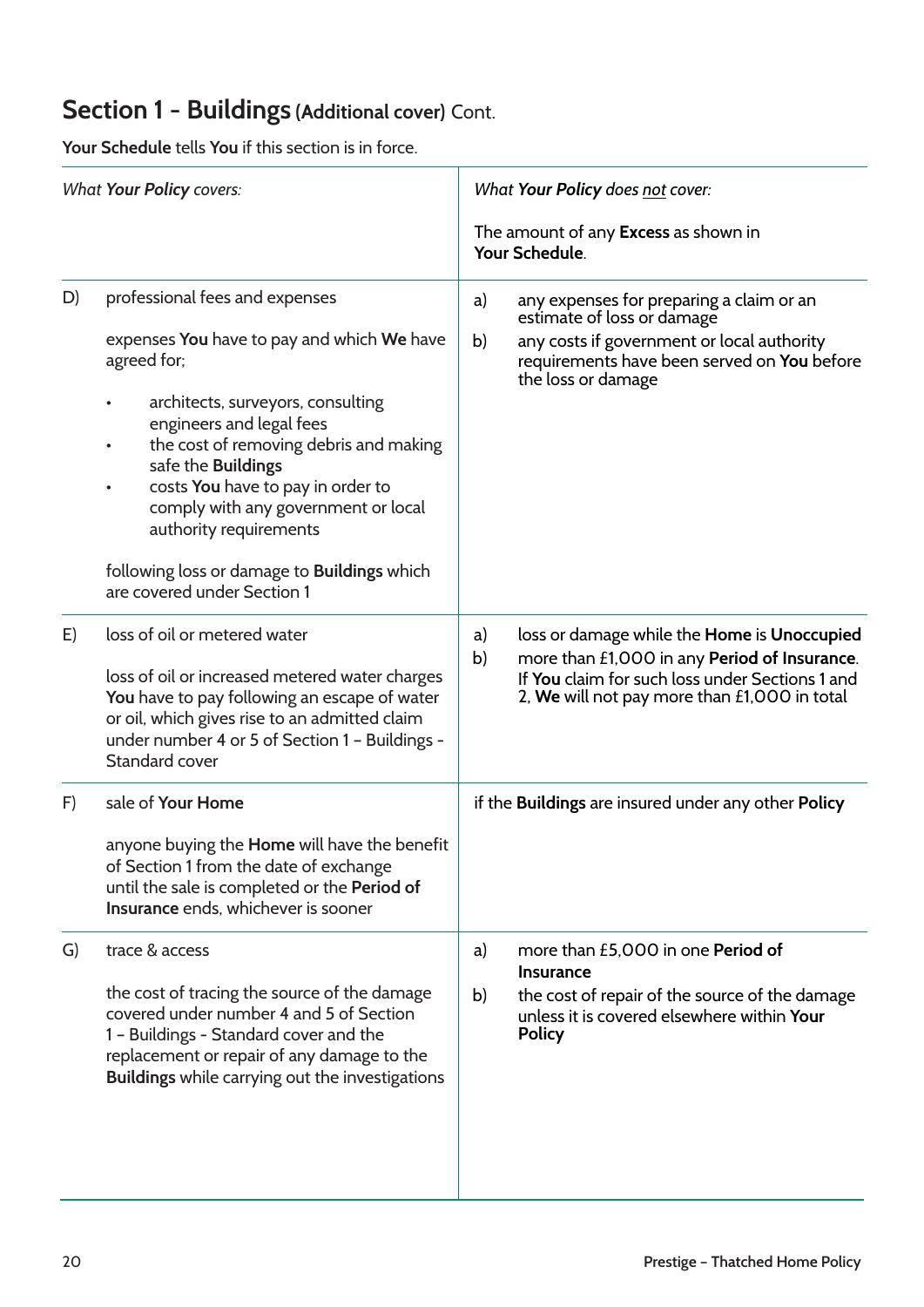## Section 1 - Buildings (Additional cover) Cont.

**Your Schedule** tells **You** if this section is in force.

| | *What **Your Policy** covers:* | *What **Your Policy** does not cover:*<br><br>The amount of any **Excess** as shown in **Your Schedule**. |
|---|---|---|
| D) | professional fees and expenses<br><br>expenses **You** have to pay and which **We** have agreed for;<br><br>• architects, surveyors, consulting engineers and legal fees<br>• the cost of removing debris and making safe the **Buildings**<br>• costs **You** have to pay in order to comply with any government or local authority requirements<br><br>following loss or damage to **Buildings** which are covered under Section 1 | a) any expenses for preparing a claim or an estimate of loss or damage<br>b) any costs if government or local authority requirements have been served on **You** before the loss or damage |
| E) | loss of oil or metered water<br><br>loss of oil or increased metered water charges **You** have to pay following an escape of water or oil, which gives rise to an admitted claim under number 4 or 5 of Section 1 – Buildings - Standard cover | a) loss or damage while the **Home** is **Unoccupied**<br>b) more than £1,000 in any **Period of Insurance**. If **You** claim for such loss under Sections 1 and 2, **We** will not pay more than £1,000 in total |
| F) | sale of **Your Home**<br><br>anyone buying the **Home** will have the benefit of Section 1 from the date of exchange until the sale is completed or the **Period of Insurance** ends, whichever is sooner | if the **Buildings** are insured under any other **Policy** |
| G) | trace & access<br><br>the cost of tracing the source of the damage covered under number 4 and 5 of Section 1 – Buildings - Standard cover and the replacement or repair of any damage to the **Buildings** while carrying out the investigations | a) more than £5,000 in one **Period of Insurance**<br>b) the cost of repair of the source of the damage unless it is covered elsewhere within **Your Policy** |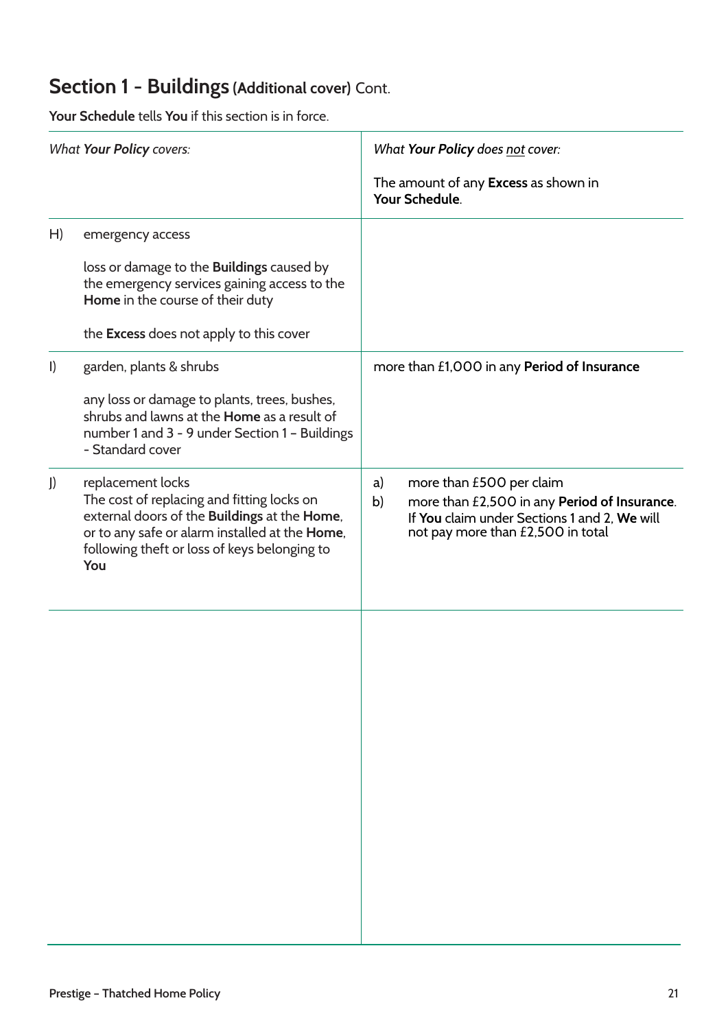## Section 1 - Buildings (Additional cover) Cont.

**Your Schedule** tells **You** if this section is in force.

| *What **Your Policy** covers:* | *What **Your Policy** does not cover:*<br><br>The amount of any **Excess** as shown in **Your Schedule**. |
|---|---|
| H) emergency access<br><br>loss or damage to the **Buildings** caused by the emergency services gaining access to the **Home** in the course of their duty<br><br>the **Excess** does not apply to this cover | |
| I) garden, plants & shrubs<br><br>any loss or damage to plants, trees, bushes, shrubs and lawns at the **Home** as a result of number 1 and 3 - 9 under Section 1 – Buildings - Standard cover | more than £1,000 in any **Period of Insurance** |
| J) replacement locks<br>The cost of replacing and fitting locks on external doors of the **Buildings** at the **Home**, or to any safe or alarm installed at the **Home**, following theft or loss of keys belonging to **You** | a) more than £500 per claim<br>b) more than £2,500 in any **Period of Insurance**. If **You** claim under Sections 1 and 2, **We** will not pay more than £2,500 in total |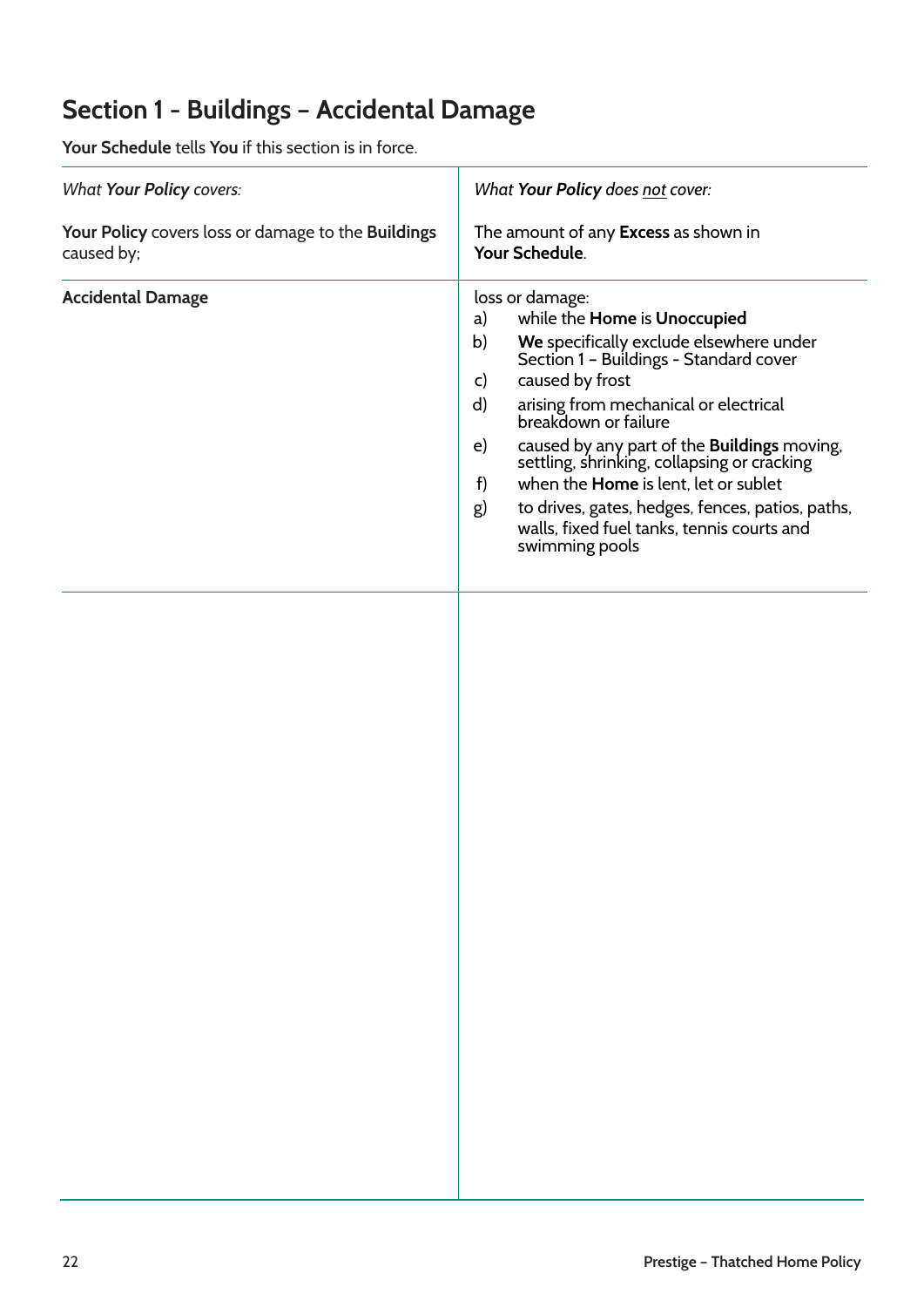# Section 1 - Buildings – Accidental Damage

**Your Schedule** tells **You** if this section is in force.

| *What **Your Policy** covers:* | *What **Your Policy** does not cover:* |
|---|---|
| **Your Policy** covers loss or damage to the **Buildings** caused by; | The amount of any **Excess** as shown in **Your Schedule**. |
| **Accidental Damage** | loss or damage:<br>a) while the **Home** is **Unoccupied**<br>b) **We** specifically exclude elsewhere under Section 1 – Buildings - Standard cover<br>c) caused by frost<br>d) arising from mechanical or electrical breakdown or failure<br>e) caused by any part of the **Buildings** moving, settling, shrinking, collapsing or cracking<br>f) when the **Home** is lent, let or sublet<br>g) to drives, gates, hedges, fences, patios, paths, walls, fixed fuel tanks, tennis courts and swimming pools |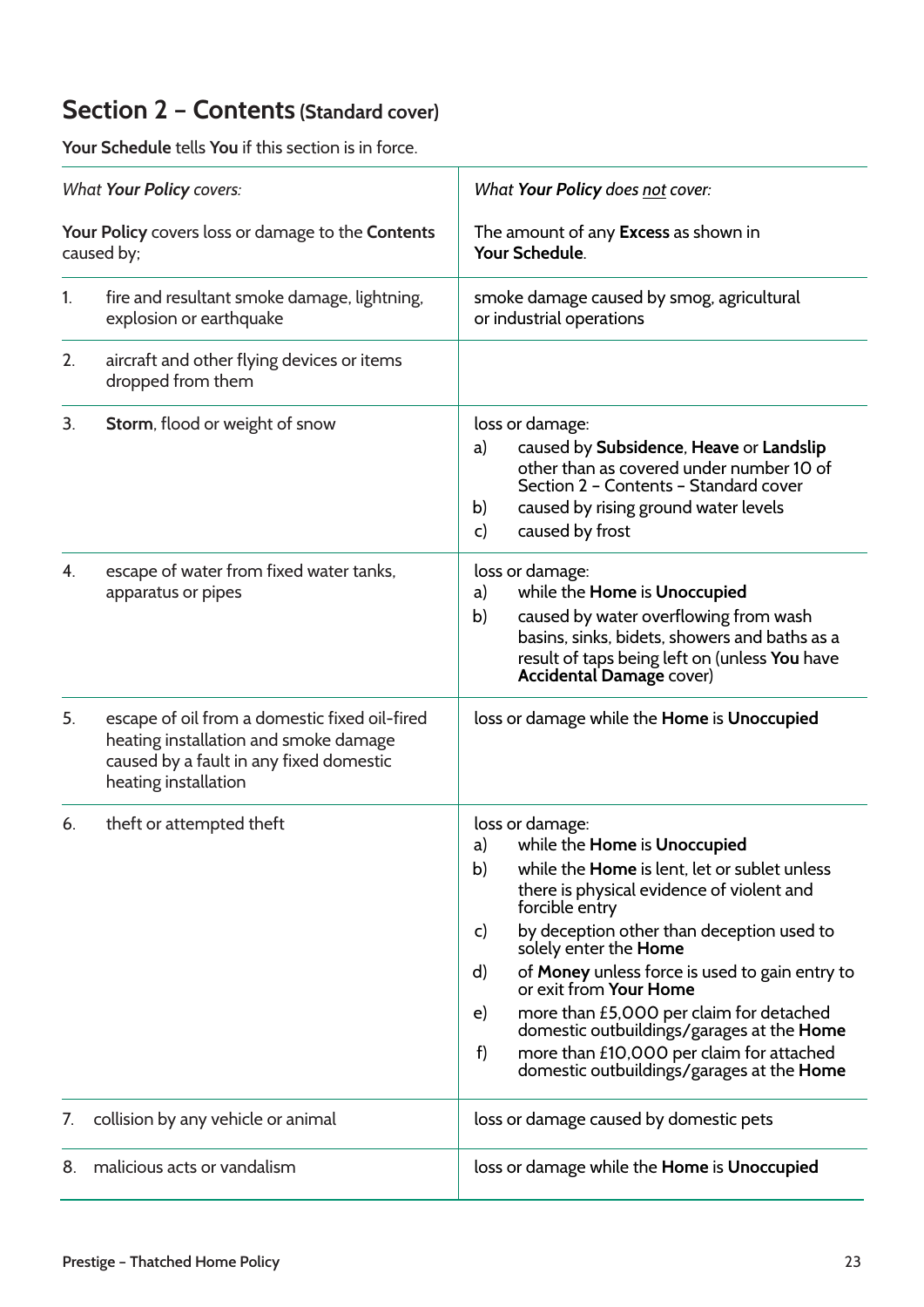## Section 2 – Contents (Standard cover)

**Your Schedule** tells **You** if this section is in force.

| *What **Your Policy** covers:* | *What **Your Policy** does not cover:* |
|---|---|
| **Your Policy** covers loss or damage to the **Contents** caused by; | The amount of any **Excess** as shown in **Your Schedule**. |
| 1. fire and resultant smoke damage, lightning, explosion or earthquake | smoke damage caused by smog, agricultural or industrial operations |
| 2. aircraft and other flying devices or items dropped from them | |
| 3. **Storm**, flood or weight of snow | loss or damage:<br>a) caused by **Subsidence**, **Heave** or **Landslip** other than as covered under number 10 of Section 2 – Contents – Standard cover<br>b) caused by rising ground water levels<br>c) caused by frost |
| 4. escape of water from fixed water tanks, apparatus or pipes | loss or damage:<br>a) while the **Home** is **Unoccupied**<br>b) caused by water overflowing from wash basins, sinks, bidets, showers and baths as a result of taps being left on (unless **You** have **Accidental Damage** cover) |
| 5. escape of oil from a domestic fixed oil-fired heating installation and smoke damage caused by a fault in any fixed domestic heating installation | loss or damage while the **Home** is **Unoccupied** |
| 6. theft or attempted theft | loss or damage:<br>a) while the **Home** is **Unoccupied**<br>b) while the **Home** is lent, let or sublet unless there is physical evidence of violent and forcible entry<br>c) by deception other than deception used to solely enter the **Home**<br>d) of **Money** unless force is used to gain entry to or exit from **Your Home**<br>e) more than £5,000 per claim for detached domestic outbuildings/garages at the **Home**<br>f) more than £10,000 per claim for attached domestic outbuildings/garages at the **Home** |
| 7. collision by any vehicle or animal | loss or damage caused by domestic pets |
| 8. malicious acts or vandalism | loss or damage while the **Home** is **Unoccupied** |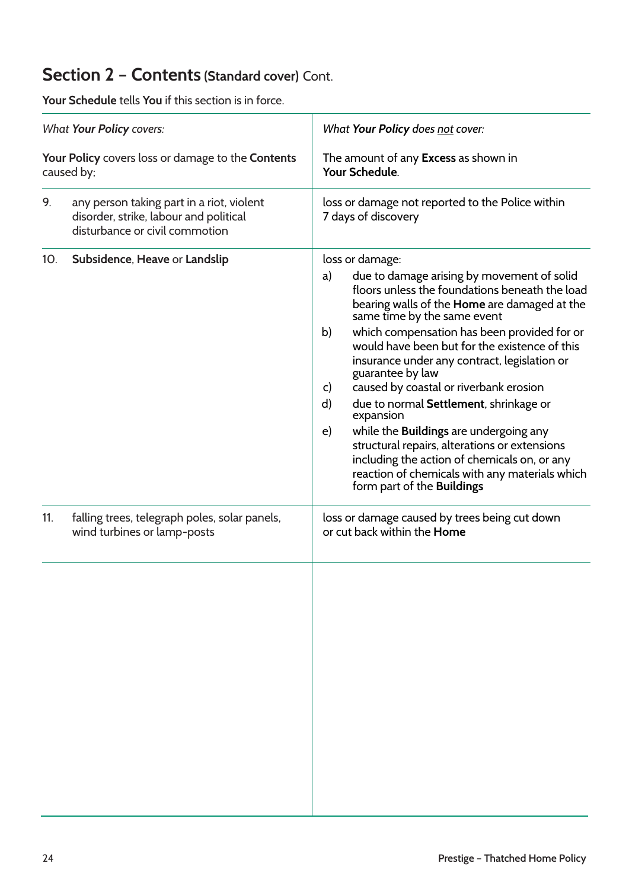## Section 2 – Contents (Standard cover) Cont.

**Your Schedule** tells **You** if this section is in force.

| *What **Your Policy** covers:* | *What **Your Policy** does not cover:* |
|---|---|
| **Your Policy** covers loss or damage to the **Contents** caused by; | The amount of any **Excess** as shown in **Your Schedule**. |
| 9. any person taking part in a riot, violent disorder, strike, labour and political disturbance or civil commotion | loss or damage not reported to the Police within 7 days of discovery |
| 10. **Subsidence**, **Heave** or **Landslip** | loss or damage:<br>a) due to damage arising by movement of solid floors unless the foundations beneath the load bearing walls of the **Home** are damaged at the same time by the same event<br>b) which compensation has been provided for or would have been but for the existence of this insurance under any contract, legislation or guarantee by law<br>c) caused by coastal or riverbank erosion<br>d) due to normal **Settlement**, shrinkage or expansion<br>e) while the **Buildings** are undergoing any structural repairs, alterations or extensions including the action of chemicals on, or any reaction of chemicals with any materials which form part of the **Buildings** |
| 11. falling trees, telegraph poles, solar panels, wind turbines or lamp-posts | loss or damage caused by trees being cut down or cut back within the **Home** |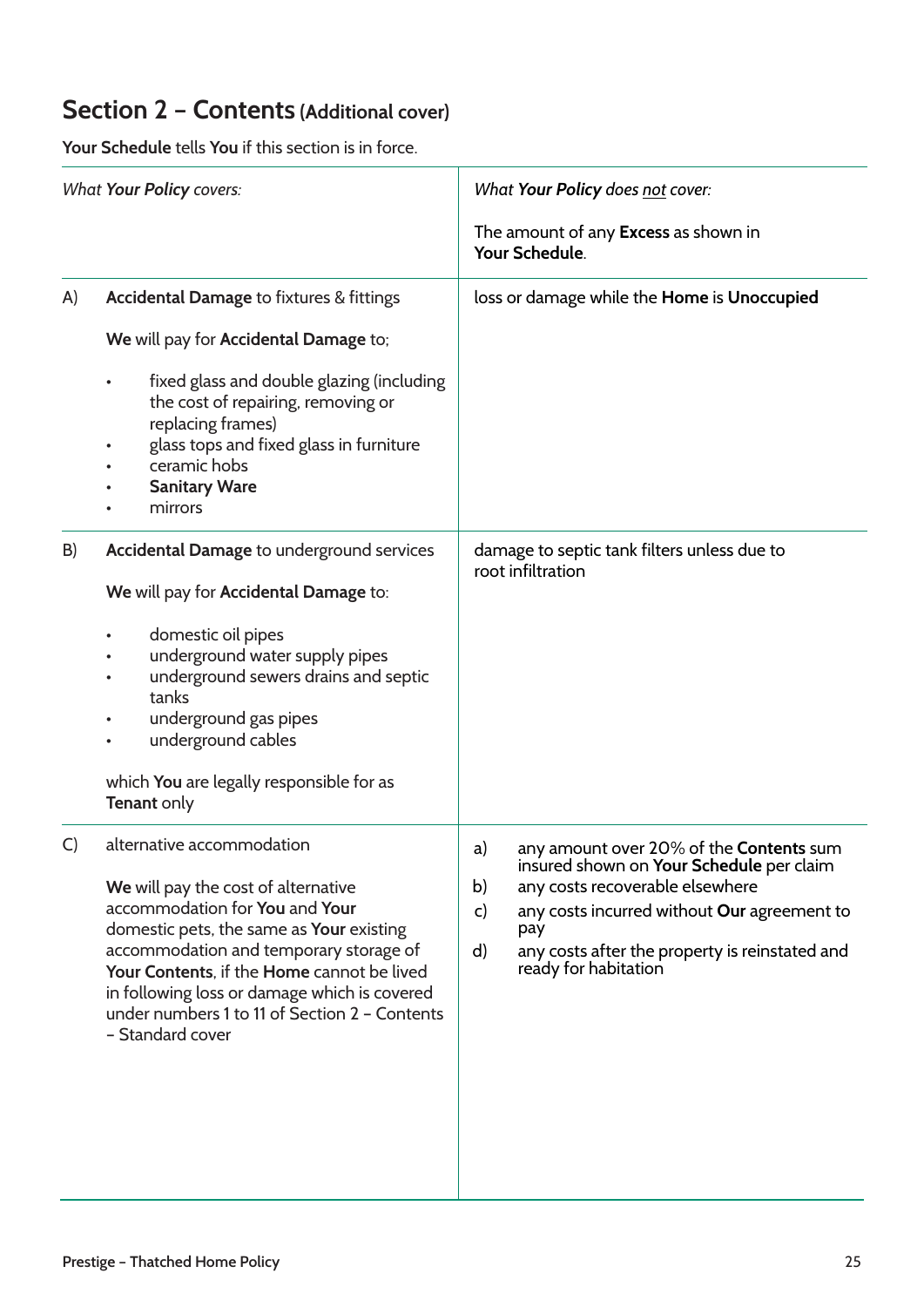## Section 2 – Contents (Additional cover)

**Your Schedule** tells **You** if this section is in force.

| | *What **Your Policy** covers:* | *What **Your Policy** does not cover:*<br><br>The amount of any **Excess** as shown in **Your Schedule**. |
|---|---|---|
| A) | **Accidental Damage** to fixtures & fittings<br><br>**We** will pay for **Accidental Damage** to;<br><br>• fixed glass and double glazing (including the cost of repairing, removing or replacing frames)<br>• glass tops and fixed glass in furniture<br>• ceramic hobs<br>• **Sanitary Ware**<br>• mirrors | loss or damage while the **Home** is **Unoccupied** |
| B) | **Accidental Damage** to underground services<br><br>**We** will pay for **Accidental Damage** to:<br><br>• domestic oil pipes<br>• underground water supply pipes<br>• underground sewers drains and septic tanks<br>• underground gas pipes<br>• underground cables<br><br>which **You** are legally responsible for as **Tenant** only | damage to septic tank filters unless due to root infiltration |
| C) | alternative accommodation<br><br>**We** will pay the cost of alternative accommodation for **You** and **Your** domestic pets, the same as **Your** existing accommodation and temporary storage of **Your Contents**, if the **Home** cannot be lived in following loss or damage which is covered under numbers 1 to 11 of Section 2 – Contents – Standard cover | a) any amount over 20% of the **Contents** sum insured shown on **Your Schedule** per claim<br>b) any costs recoverable elsewhere<br>c) any costs incurred without **Our** agreement to pay<br>d) any costs after the property is reinstated and ready for habitation |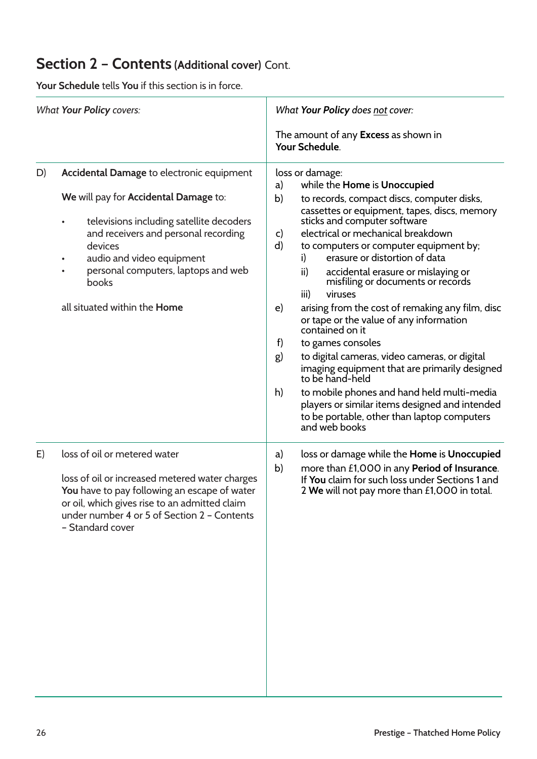## Section 2 – Contents (Additional cover) Cont.

**Your Schedule** tells **You** if this section is in force.

| *What **Your Policy** covers:* | *What **Your Policy** does not cover:*<br><br>The amount of any **Excess** as shown in **Your Schedule**. |
|---|---|
| D) **Accidental Damage** to electronic equipment<br><br>**We** will pay for **Accidental Damage** to:<br><br>• televisions including satellite decoders and receivers and personal recording devices<br>• audio and video equipment<br>• personal computers, laptops and web books<br><br>all situated within the **Home** | loss or damage:<br>a) while the **Home** is **Unoccupied**<br>b) to records, compact discs, computer disks, cassettes or equipment, tapes, discs, memory sticks and computer software<br>c) electrical or mechanical breakdown<br>d) to computers or computer equipment by;<br>i) erasure or distortion of data<br>ii) accidental erasure or mislaying or misfiling or documents or records<br>iii) viruses<br>e) arising from the cost of remaking any film, disc or tape or the value of any information contained on it<br>f) to games consoles<br>g) to digital cameras, video cameras, or digital imaging equipment that are primarily designed to be hand-held<br>h) to mobile phones and hand held multi-media players or similar items designed and intended to be portable, other than laptop computers and web books |
| E) loss of oil or metered water<br><br>loss of oil or increased metered water charges **You** have to pay following an escape of water or oil, which gives rise to an admitted claim under number 4 or 5 of Section 2 – Contents – Standard cover | a) loss or damage while the **Home** is **Unoccupied**<br>b) more than £1,000 in any **Period of Insurance**. If **You** claim for such loss under Sections 1 and 2 **We** will not pay more than £1,000 in total. |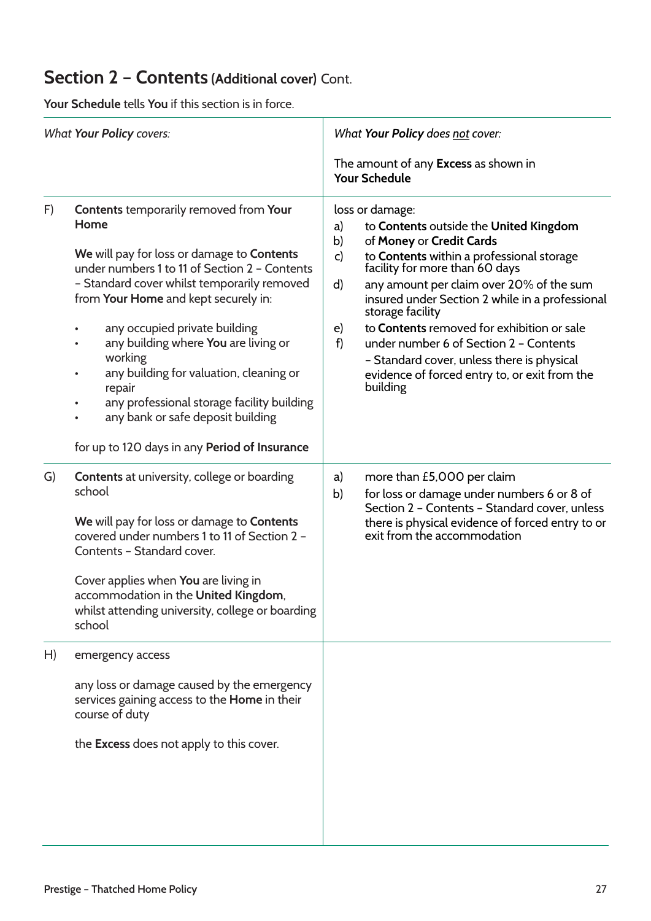## Section 2 – Contents (Additional cover) Cont.

**Your Schedule** tells **You** if this section is in force.

| *What **Your Policy** covers:* | *What **Your Policy** does not cover:*<br><br>The amount of any **Excess** as shown in **Your Schedule** |
|---|---|
| F) **Contents** temporarily removed from **Your Home**<br><br>**We** will pay for loss or damage to **Contents** under numbers 1 to 11 of Section 2 – Contents – Standard cover whilst temporarily removed from **Your Home** and kept securely in:<br>• any occupied private building<br>• any building where **You** are living or working<br>• any building for valuation, cleaning or repair<br>• any professional storage facility building<br>• any bank or safe deposit building<br><br>for up to 120 days in any **Period of Insurance** | loss or damage:<br>a) to **Contents** outside the **United Kingdom**<br>b) of **Money** or **Credit Cards**<br>c) to **Contents** within a professional storage facility for more than 60 days<br>d) any amount per claim over 20% of the sum insured under Section 2 while in a professional storage facility<br>e) to **Contents** removed for exhibition or sale<br>f) under number 6 of Section 2 – Contents – Standard cover, unless there is physical evidence of forced entry to, or exit from the building |
| G) **Contents** at university, college or boarding school<br><br>**We** will pay for loss or damage to **Contents** covered under numbers 1 to 11 of Section 2 – Contents – Standard cover.<br><br>Cover applies when **You** are living in accommodation in the **United Kingdom**, whilst attending university, college or boarding school | a) more than £5,000 per claim<br>b) for loss or damage under numbers 6 or 8 of Section 2 – Contents – Standard cover, unless there is physical evidence of forced entry to or exit from the accommodation |
| H) emergency access<br><br>any loss or damage caused by the emergency services gaining access to the **Home** in their course of duty<br><br>the **Excess** does not apply to this cover. | |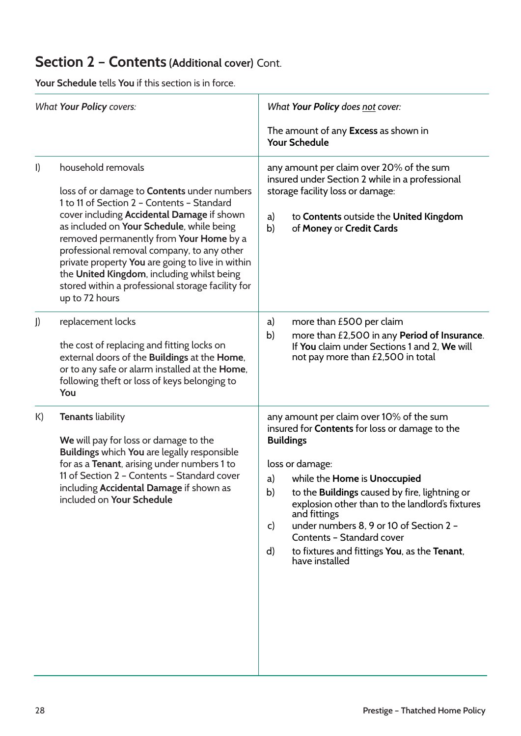## Section 2 – Contents (Additional cover) Cont.

**Your Schedule** tells **You** if this section is in force.

| *What **Your Policy** covers:* | *What **Your Policy** does not cover:*<br><br>The amount of any **Excess** as shown in **Your Schedule** |
|---|---|
| I) household removals<br><br>loss of or damage to **Contents** under numbers 1 to 11 of Section 2 – Contents – Standard cover including **Accidental Damage** if shown as included on **Your Schedule**, while being removed permanently from **Your Home** by a professional removal company, to any other private property **You** are going to live in within the **United Kingdom**, including whilst being stored within a professional storage facility for up to 72 hours | any amount per claim over 20% of the sum insured under Section 2 while in a professional storage facility loss or damage:<br><br>a) to **Contents** outside the **United Kingdom**<br>b) of **Money** or **Credit Cards** |
| J) replacement locks<br><br>the cost of replacing and fitting locks on external doors of the **Buildings** at the **Home**, or to any safe or alarm installed at the **Home**, following theft or loss of keys belonging to **You** | a) more than £500 per claim<br>b) more than £2,500 in any **Period of Insurance**. If **You** claim under Sections 1 and 2, **We** will not pay more than £2,500 in total |
| K) **Tenants** liability<br><br>**We** will pay for loss or damage to the **Buildings** which **You** are legally responsible for as a **Tenant**, arising under numbers 1 to 11 of Section 2 – Contents – Standard cover including **Accidental Damage** if shown as included on **Your Schedule** | any amount per claim over 10% of the sum insured for **Contents** for loss or damage to the **Buildings**<br><br>loss or damage:<br>a) while the **Home** is **Unoccupied**<br>b) to the **Buildings** caused by fire, lightning or explosion other than to the landlord's fixtures and fittings<br>c) under numbers 8, 9 or 10 of Section 2 – Contents – Standard cover<br>d) to fixtures and fittings **You**, as the **Tenant**, have installed |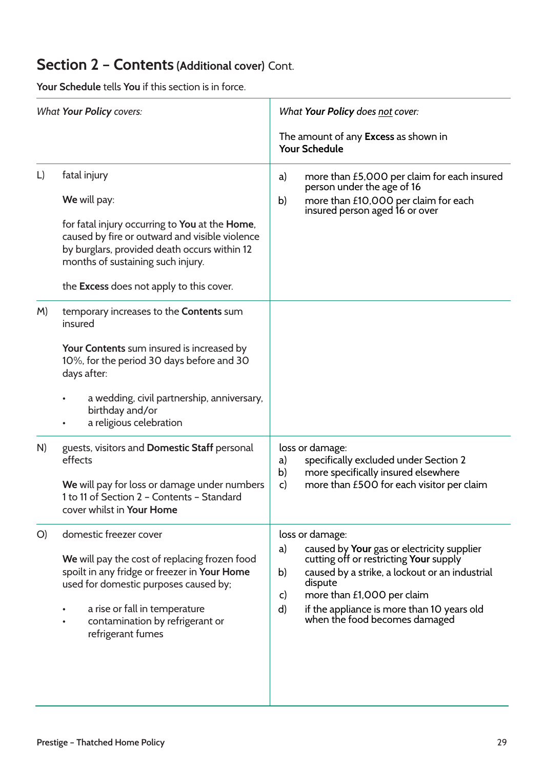## Section 2 – Contents (Additional cover) Cont.

**Your Schedule** tells **You** if this section is in force.

| | *What **Your Policy** covers:* | *What **Your Policy** does not cover:*<br><br>The amount of any **Excess** as shown in **Your Schedule** |
|---|---|---|
| L) | fatal injury<br><br>**We** will pay:<br><br>for fatal injury occurring to **You** at the **Home**, caused by fire or outward and visible violence by burglars, provided death occurs within 12 months of sustaining such injury.<br><br>the **Excess** does not apply to this cover. | a) more than £5,000 per claim for each insured person under the age of 16<br>b) more than £10,000 per claim for each insured person aged 16 or over |
| M) | temporary increases to the **Contents** sum insured<br><br>**Your Contents** sum insured is increased by 10%, for the period 30 days before and 30 days after:<br><br>• a wedding, civil partnership, anniversary, birthday and/or<br>• a religious celebration | |
| N) | guests, visitors and **Domestic Staff** personal effects<br><br>**We** will pay for loss or damage under numbers 1 to 11 of Section 2 – Contents – Standard cover whilst in **Your Home** | loss or damage:<br>a) specifically excluded under Section 2<br>b) more specifically insured elsewhere<br>c) more than £500 for each visitor per claim |
| O) | domestic freezer cover<br><br>**We** will pay the cost of replacing frozen food spoilt in any fridge or freezer in **Your Home** used for domestic purposes caused by;<br><br>• a rise or fall in temperature<br>• contamination by refrigerant or refrigerant fumes | loss or damage:<br>a) caused by **Your** gas or electricity supplier cutting off or restricting **Your** supply<br>b) caused by a strike, a lockout or an industrial dispute<br>c) more than £1,000 per claim<br>d) if the appliance is more than 10 years old when the food becomes damaged |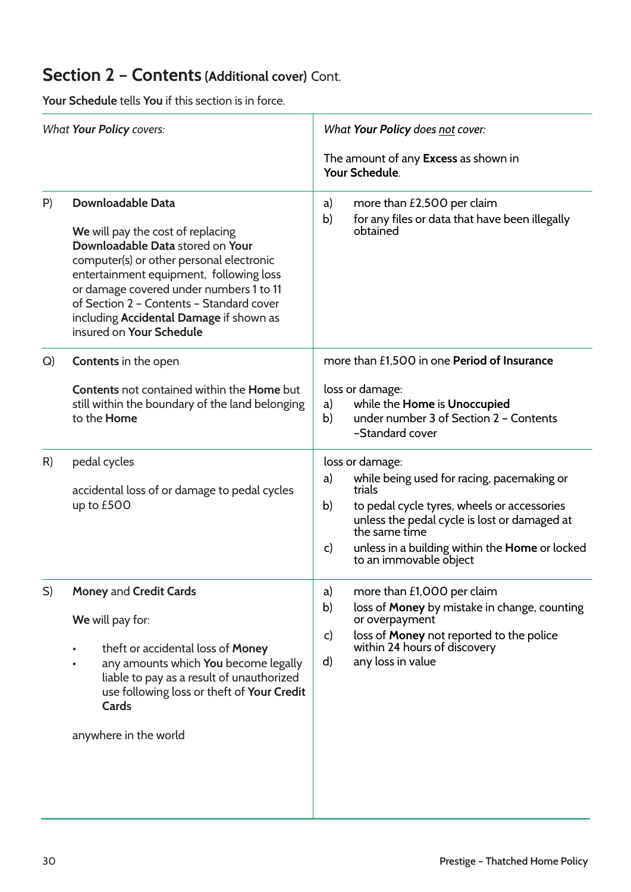## Section 2 – Contents (Additional cover) Cont.

**Your Schedule** tells **You** if this section is in force.

| | *What **Your Policy** covers:* | *What **Your Policy** does not cover:*<br><br>The amount of any **Excess** as shown in **Your Schedule**. |
|---|---|---|
| P) | **Downloadable Data**<br><br>**We** will pay the cost of replacing **Downloadable Data** stored on **Your** computer(s) or other personal electronic entertainment equipment, following loss or damage covered under numbers 1 to 11 of Section 2 – Contents – Standard cover including **Accidental Damage** if shown as insured on **Your Schedule** | a) more than £2,500 per claim<br>b) for any files or data that have been illegally obtained |
| Q) | **Contents** in the open<br><br>**Contents** not contained within the **Home** but still within the boundary of the land belonging to the **Home** | more than £1,500 in one **Period of Insurance**<br><br>loss or damage:<br>a) while the **Home** is **Unoccupied**<br>b) under number 3 of Section 2 – Contents –Standard cover |
| R) | pedal cycles<br><br>accidental loss of or damage to pedal cycles up to £500 | loss or damage:<br>a) while being used for racing, pacemaking or trials<br>b) to pedal cycle tyres, wheels or accessories unless the pedal cycle is lost or damaged at the same time<br>c) unless in a building within the **Home** or locked to an immovable object |
| S) | **Money** and **Credit Cards**<br><br>**We** will pay for:<br>• theft or accidental loss of **Money**<br>• any amounts which **You** become legally liable to pay as a result of unauthorized use following loss or theft of **Your Credit Cards**<br><br>anywhere in the world | a) more than £1,000 per claim<br>b) loss of **Money** by mistake in change, counting or overpayment<br>c) loss of **Money** not reported to the police within 24 hours of discovery<br>d) any loss in value |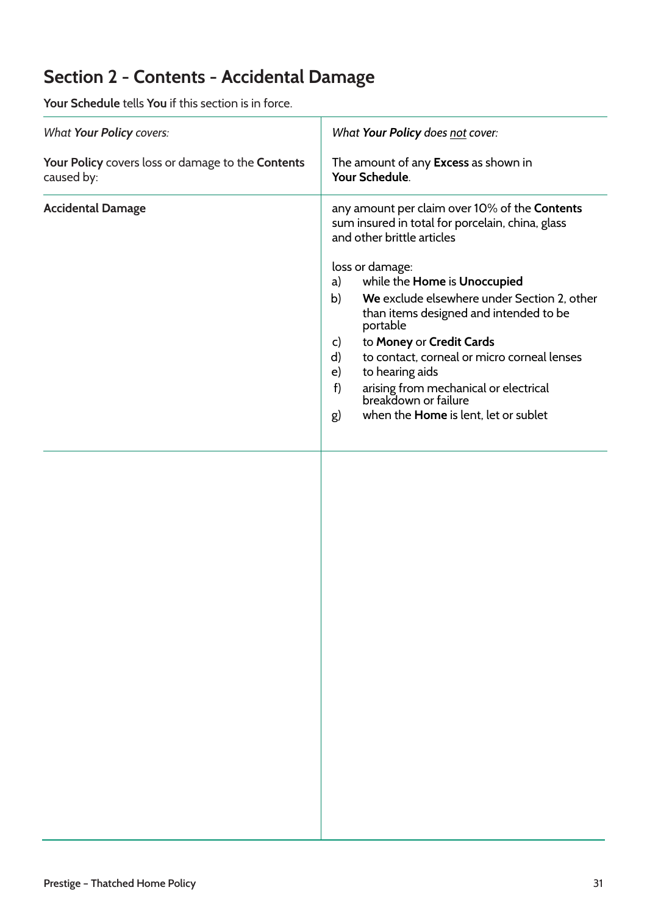## Section 2 - Contents - Accidental Damage

**Your Schedule** tells **You** if this section is in force.

| *What **Your Policy** covers:* | *What **Your Policy** does not cover:* |
|---|---|
| **Your Policy** covers loss or damage to the **Contents** caused by: | The amount of any **Excess** as shown in **Your Schedule**. |
| **Accidental Damage** | any amount per claim over 10% of the **Contents** sum insured in total for porcelain, china, glass and other brittle articles<br><br>loss or damage:<br>a) while the **Home** is **Unoccupied**<br>b) **We** exclude elsewhere under Section 2, other than items designed and intended to be portable<br>c) to **Money** or **Credit Cards**<br>d) to contact, corneal or micro corneal lenses<br>e) to hearing aids<br>f) arising from mechanical or electrical breakdown or failure<br>g) when the **Home** is lent, let or sublet |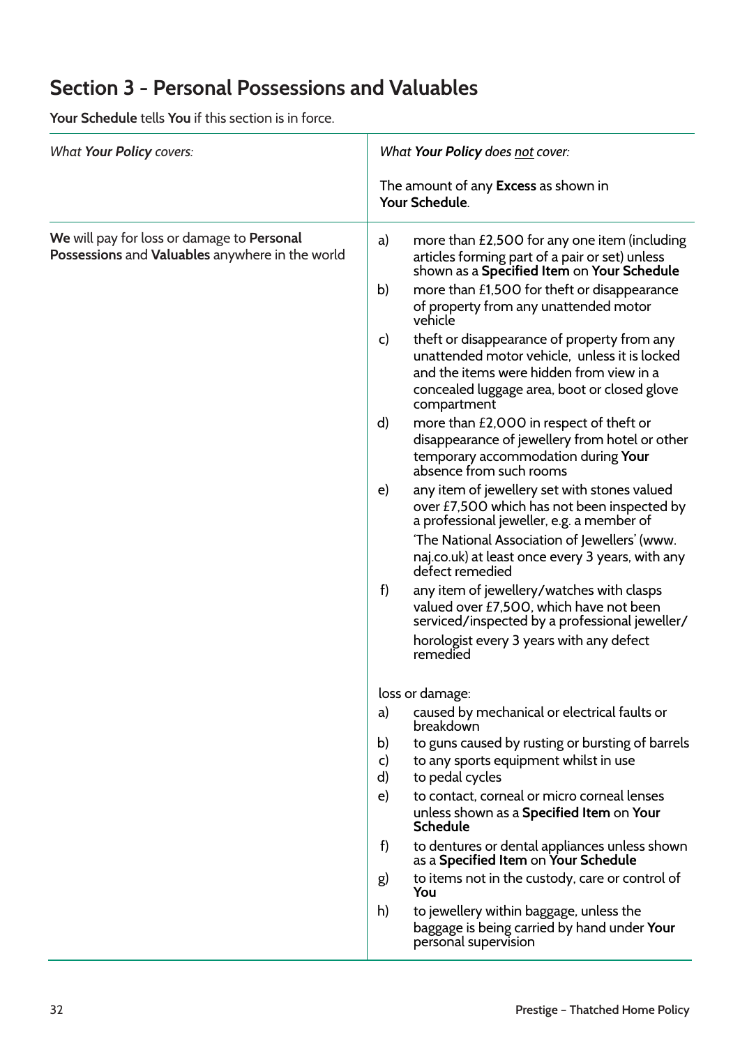## Section 3 - Personal Possessions and Valuables

**Your Schedule** tells **You** if this section is in force.

| *What **Your Policy** covers:* | *What **Your Policy** does not cover:* |
|---|---|
| | The amount of any **Excess** as shown in **Your Schedule**. |
| **We** will pay for loss or damage to **Personal Possessions** and **Valuables** anywhere in the world | a) more than £2,500 for any one item (including articles forming part of a pair or set) unless shown as a **Specified Item** on **Your Schedule**<br>b) more than £1,500 for theft or disappearance of property from any unattended motor vehicle<br>c) theft or disappearance of property from any unattended motor vehicle, unless it is locked and the items were hidden from view in a concealed luggage area, boot or closed glove compartment<br>d) more than £2,000 in respect of theft or disappearance of jewellery from hotel or other temporary accommodation during **Your** absence from such rooms<br>e) any item of jewellery set with stones valued over £7,500 which has not been inspected by a professional jeweller, e.g. a member of 'The National Association of Jewellers' (www.naj.co.uk) at least once every 3 years, with any defect remedied<br>f) any item of jewellery/watches with clasps valued over £7,500, which have not been serviced/inspected by a professional jeweller/horologist every 3 years with any defect remedied<br><br>loss or damage:<br>a) caused by mechanical or electrical faults or breakdown<br>b) to guns caused by rusting or bursting of barrels<br>c) to any sports equipment whilst in use<br>d) to pedal cycles<br>e) to contact, corneal or micro corneal lenses unless shown as a **Specified Item** on **Your Schedule**<br>f) to dentures or dental appliances unless shown as a **Specified Item** on **Your Schedule**<br>g) to items not in the custody, care or control of **You**<br>h) to jewellery within baggage, unless the baggage is being carried by hand under **Your** personal supervision |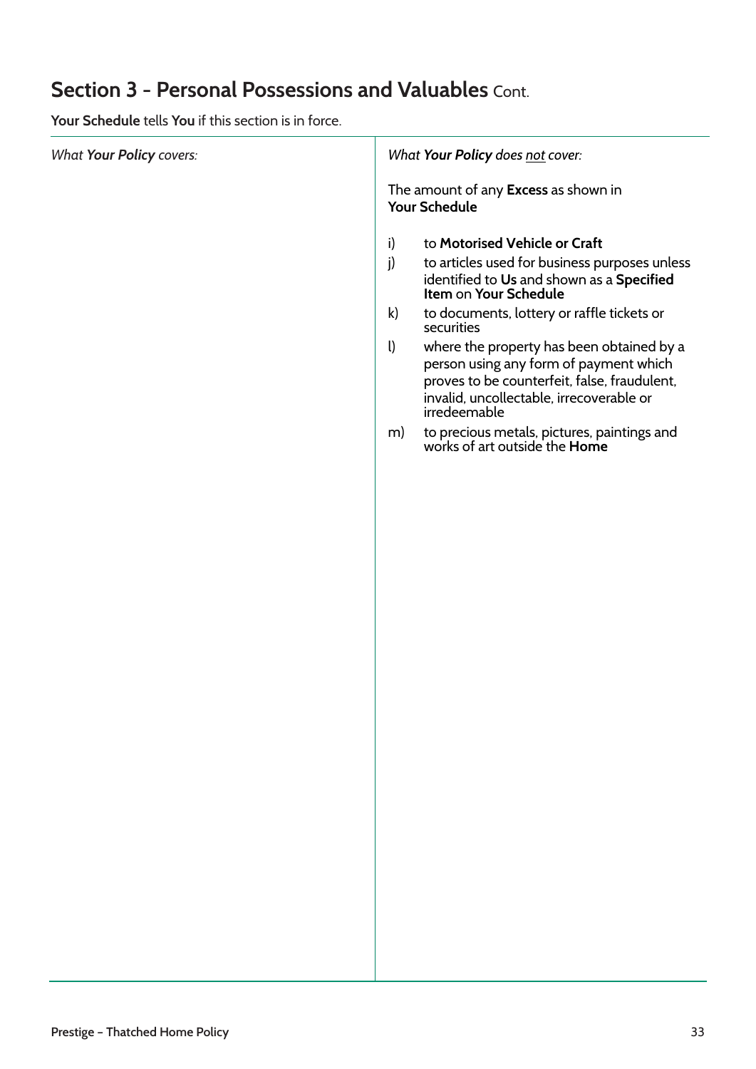## Section 3 - Personal Possessions and Valuables Cont.

**Your Schedule** tells **You** if this section is in force.

| *What **Your Policy** covers:* | *What **Your Policy** does not cover:* |
| --- | --- |
| | The amount of any **Excess** as shown in **Your Schedule**<br><br>i) to **Motorised Vehicle or Craft**<br>j) to articles used for business purposes unless identified to **Us** and shown as a **Specified Item** on **Your Schedule**<br>k) to documents, lottery or raffle tickets or securities<br>l) where the property has been obtained by a person using any form of payment which proves to be counterfeit, false, fraudulent, invalid, uncollectable, irrecoverable or irredeemable<br>m) to precious metals, pictures, paintings and works of art outside the **Home** |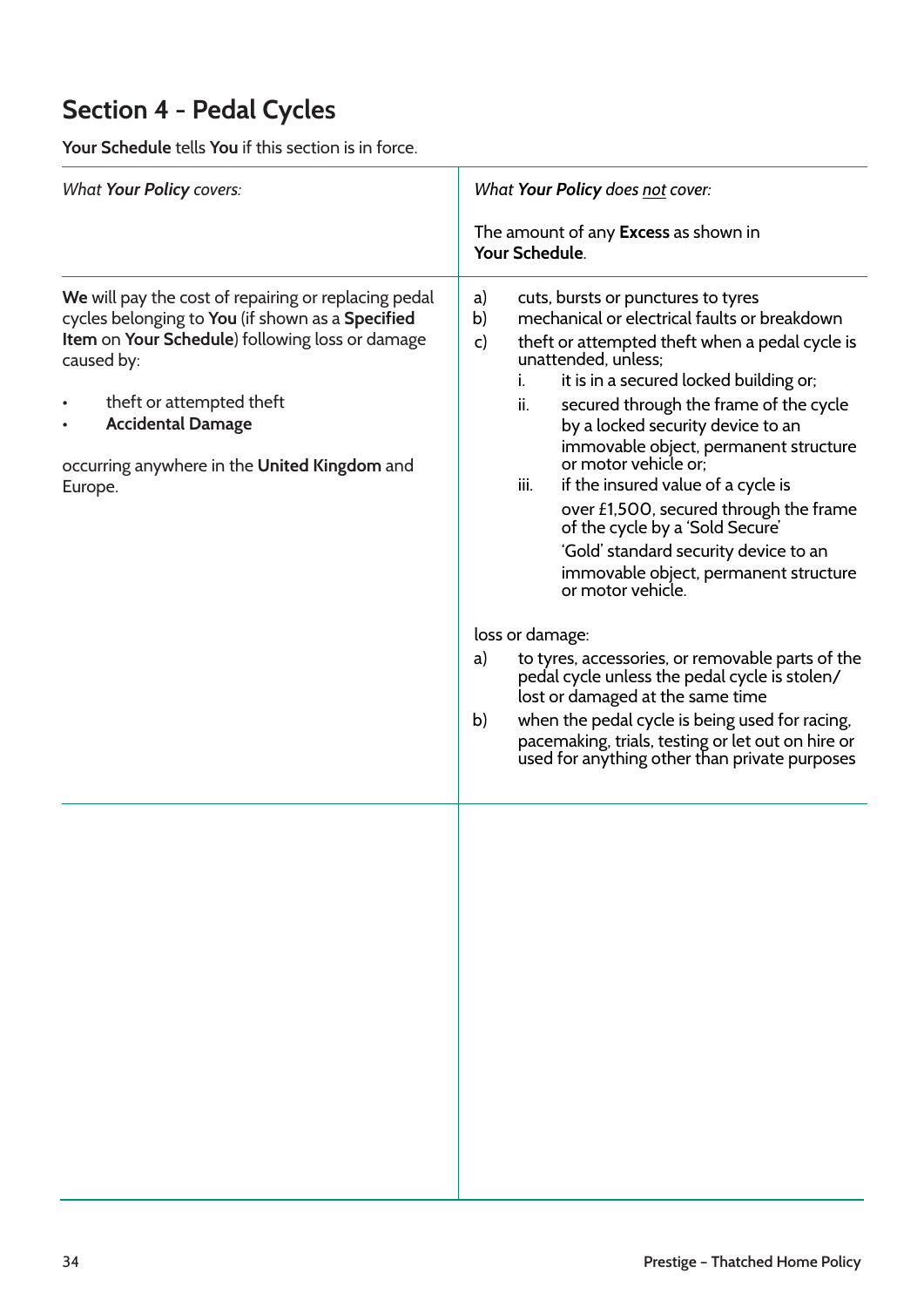# Section 4 - Pedal Cycles

**Your Schedule** tells **You** if this section is in force.

| *What **Your Policy** covers:* | *What **Your Policy** does not cover:*<br><br>The amount of any **Excess** as shown in **Your Schedule**. |
|---|---|
| **We** will pay the cost of repairing or replacing pedal cycles belonging to **You** (if shown as a **Specified Item** on **Your Schedule**) following loss or damage caused by:<br><br>• theft or attempted theft<br>• **Accidental Damage**<br><br>occurring anywhere in the **United Kingdom** and Europe. | a) cuts, bursts or punctures to tyres<br>b) mechanical or electrical faults or breakdown<br>c) theft or attempted theft when a pedal cycle is unattended, unless;<br>i. it is in a secured locked building or;<br>ii. secured through the frame of the cycle by a locked security device to an immovable object, permanent structure or motor vehicle or;<br>iii. if the insured value of a cycle is over £1,500, secured through the frame of the cycle by a 'Sold Secure' 'Gold' standard security device to an immovable object, permanent structure or motor vehicle.<br><br>loss or damage:<br>a) to tyres, accessories, or removable parts of the pedal cycle unless the pedal cycle is stolen/ lost or damaged at the same time<br>b) when the pedal cycle is being used for racing, pacemaking, trials, testing or let out on hire or used for anything other than private purposes |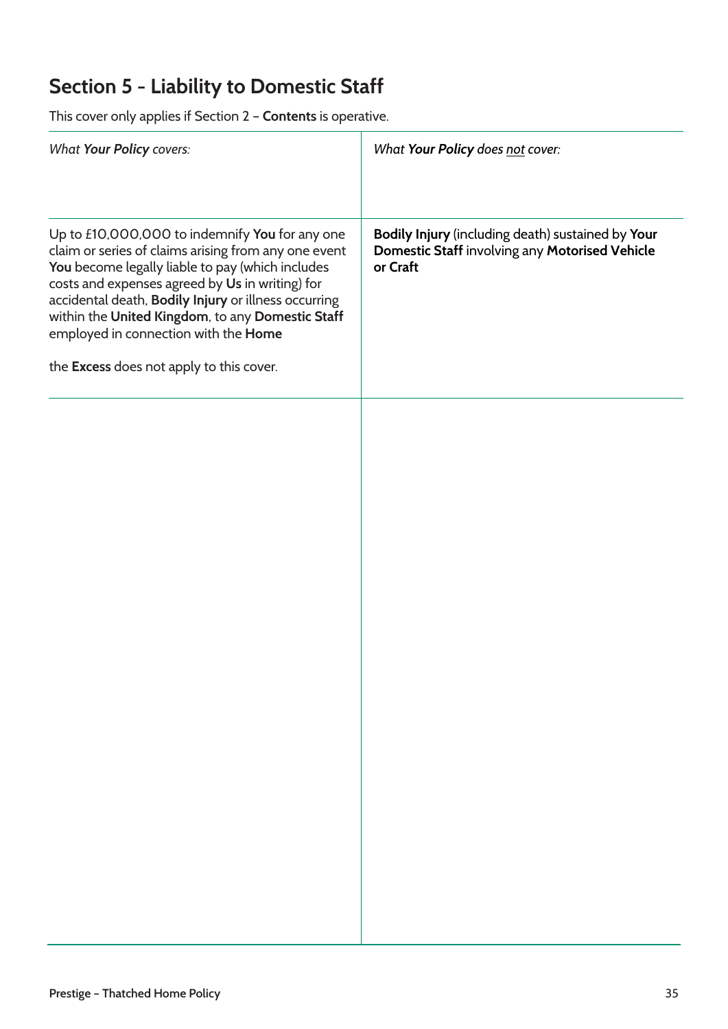## Section 5 - Liability to Domestic Staff

This cover only applies if Section 2 – **Contents** is operative.

| *What **Your Policy** covers:* | *What **Your Policy** does not cover:* |
|---|---|
| Up to £10,000,000 to indemnify **You** for any one claim or series of claims arising from any one event **You** become legally liable to pay (which includes costs and expenses agreed by **Us** in writing) for accidental death, **Bodily Injury** or illness occurring within the **United Kingdom**, to any **Domestic Staff** employed in connection with the **Home**<br><br>the **Excess** does not apply to this cover. | **Bodily Injury** (including death) sustained by **Your Domestic Staff** involving any **Motorised Vehicle or Craft** |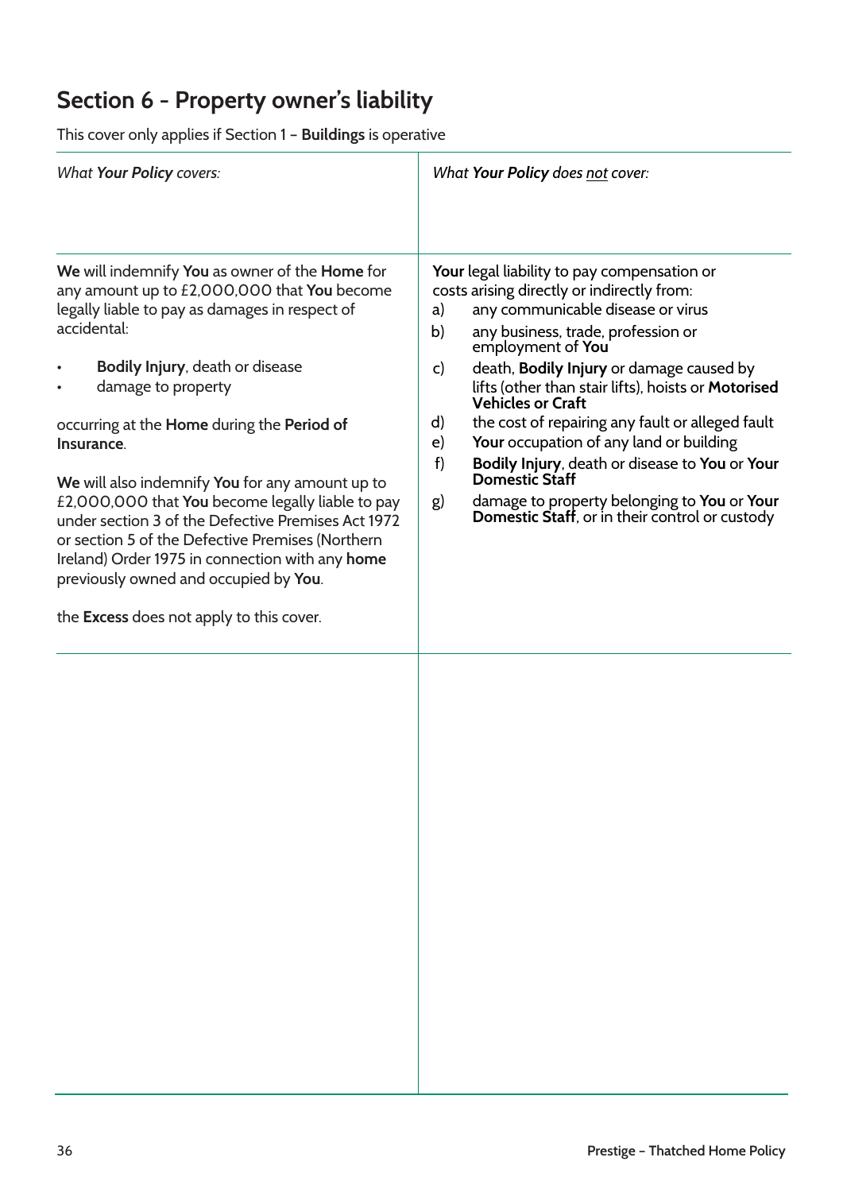## Section 6 - Property owner's liability

This cover only applies if Section 1 – **Buildings** is operative

| *What **Your Policy** covers:* | *What **Your Policy** does not cover:* |
|---|---|
| **We** will indemnify **You** as owner of the **Home** for any amount up to £2,000,000 that **You** become legally liable to pay as damages in respect of accidental:<br>• **Bodily Injury**, death or disease<br>• damage to property<br><br>occurring at the **Home** during the **Period of Insurance**.<br><br>**We** will also indemnify **You** for any amount up to £2,000,000 that **You** become legally liable to pay under section 3 of the Defective Premises Act 1972 or section 5 of the Defective Premises (Northern Ireland) Order 1975 in connection with any **home** previously owned and occupied by **You**.<br><br>the **Excess** does not apply to this cover. | **Your** legal liability to pay compensation or costs arising directly or indirectly from:<br>a) any communicable disease or virus<br>b) any business, trade, profession or employment of **You**<br>c) death, **Bodily Injury** or damage caused by lifts (other than stair lifts), hoists or **Motorised Vehicles or Craft**<br>d) the cost of repairing any fault or alleged fault<br>e) **Your** occupation of any land or building<br>f) **Bodily Injury**, death or disease to **You** or **Your Domestic Staff**<br>g) damage to property belonging to **You** or **Your Domestic Staff**, or in their control or custody |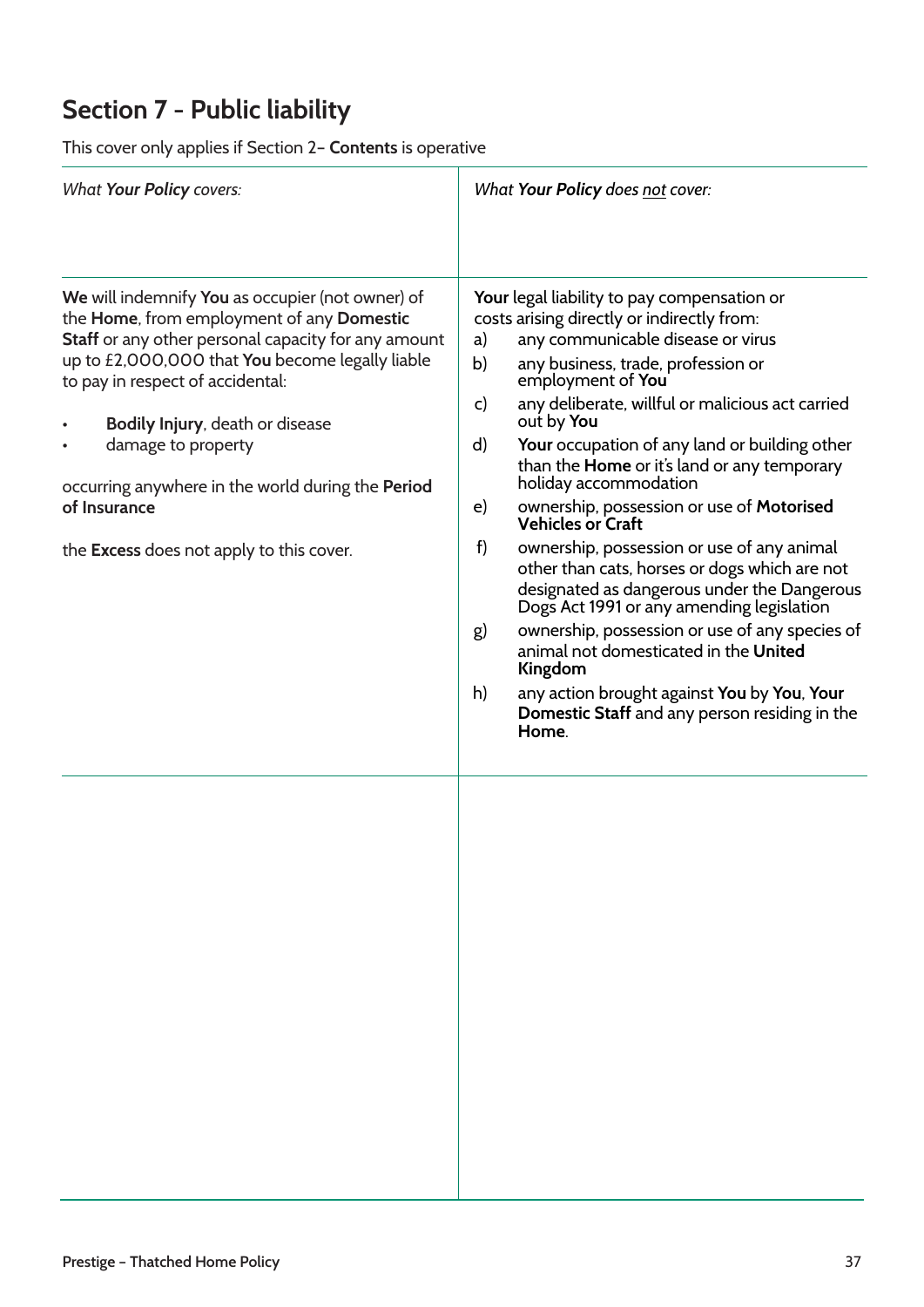## Section 7 - Public liability

This cover only applies if Section 2– **Contents** is operative

| *What **Your Policy** covers:* | *What **Your Policy** does not cover:* |
|---|---|
| **We** will indemnify **You** as occupier (not owner) of the **Home**, from employment of any **Domestic Staff** or any other personal capacity for any amount up to £2,000,000 that **You** become legally liable to pay in respect of accidental:<br><br>• **Bodily Injury**, death or disease<br>• damage to property<br><br>occurring anywhere in the world during the **Period of Insurance**<br><br>the **Excess** does not apply to this cover. | **Your** legal liability to pay compensation or costs arising directly or indirectly from:<br>a) any communicable disease or virus<br>b) any business, trade, profession or employment of **You**<br>c) any deliberate, willful or malicious act carried out by **You**<br>d) **Your** occupation of any land or building other than the **Home** or it's land or any temporary holiday accommodation<br>e) ownership, possession or use of **Motorised Vehicles or Craft**<br>f) ownership, possession or use of any animal other than cats, horses or dogs which are not designated as dangerous under the Dangerous Dogs Act 1991 or any amending legislation<br>g) ownership, possession or use of any species of animal not domesticated in the **United Kingdom**<br>h) any action brought against **You** by **You**, **Your Domestic Staff** and any person residing in the **Home**. |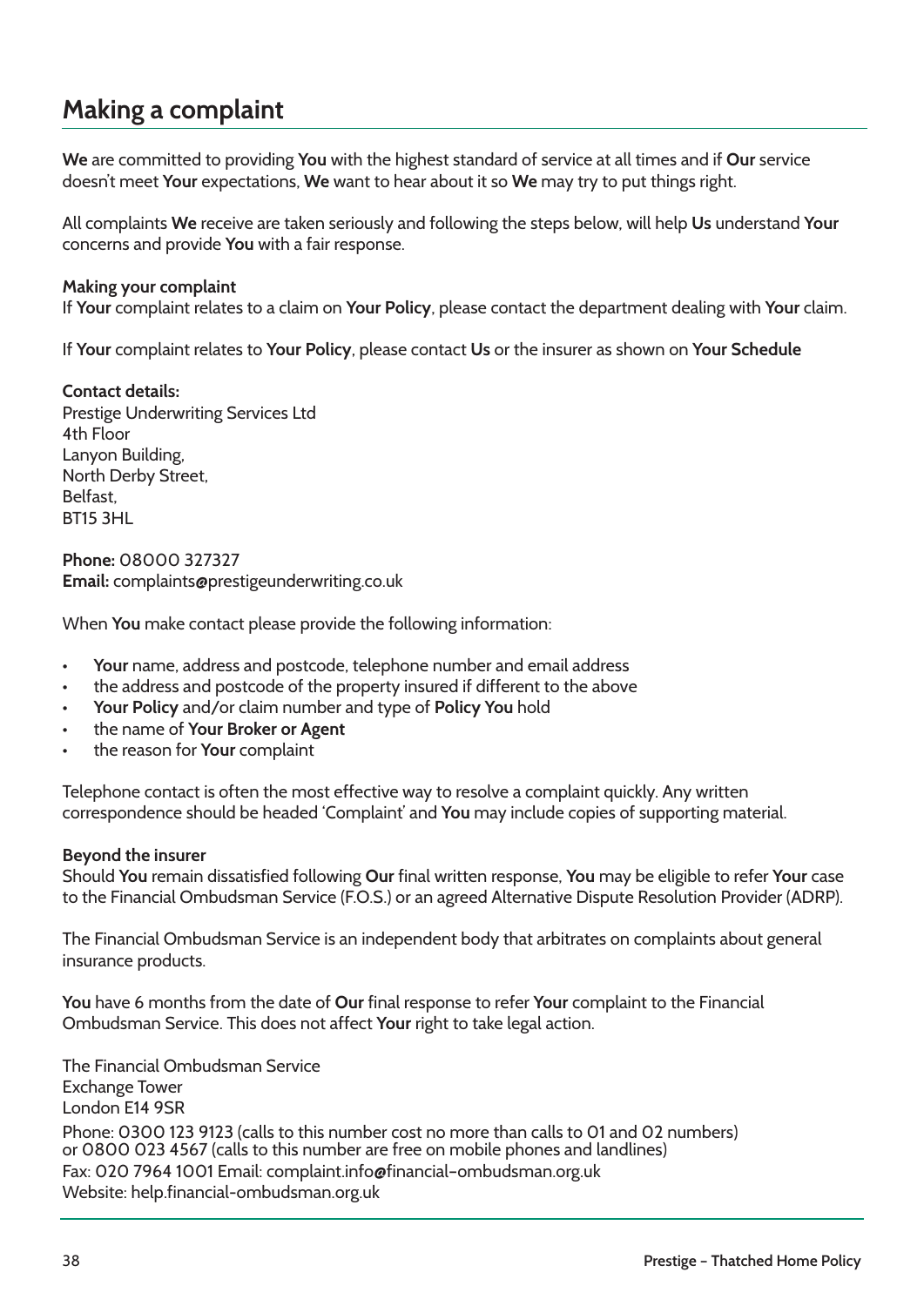## Making a complaint

**We** are committed to providing **You** with the highest standard of service at all times and if **Our** service doesn't meet **Your** expectations, **We** want to hear about it so **We** may try to put things right.

All complaints **We** receive are taken seriously and following the steps below, will help **Us** understand **Your** concerns and provide **You** with a fair response.

**Making your complaint**
If **Your** complaint relates to a claim on **Your Policy**, please contact the department dealing with **Your** claim.

If **Your** complaint relates to **Your Policy**, please contact **Us** or the insurer as shown on **Your Schedule**

**Contact details:**
Prestige Underwriting Services Ltd
4th Floor
Lanyon Building,
North Derby Street,
Belfast,
BT15 3HL

**Phone:** 08000 327327
**Email:** complaints@prestigeunderwriting.co.uk

When **You** make contact please provide the following information:

- **Your** name, address and postcode, telephone number and email address
- the address and postcode of the property insured if different to the above
- **Your Policy** and/or claim number and type of **Policy You** hold
- the name of **Your Broker or Agent**
- the reason for **Your** complaint

Telephone contact is often the most effective way to resolve a complaint quickly. Any written correspondence should be headed 'Complaint' and **You** may include copies of supporting material.

**Beyond the insurer**
Should **You** remain dissatisfied following **Our** final written response, **You** may be eligible to refer **Your** case to the Financial Ombudsman Service (F.O.S.) or an agreed Alternative Dispute Resolution Provider (ADRP).

The Financial Ombudsman Service is an independent body that arbitrates on complaints about general insurance products.

**You** have 6 months from the date of **Our** final response to refer **Your** complaint to the Financial Ombudsman Service. This does not affect **Your** right to take legal action.

The Financial Ombudsman Service
Exchange Tower
London E14 9SR
Phone: 0300 123 9123 (calls to this number cost no more than calls to 01 and 02 numbers)
or 0800 023 4567 (calls to this number are free on mobile phones and landlines)
Fax: 020 7964 1001 Email: complaint.info@financial-ombudsman.org.uk
Website: help.financial-ombudsman.org.uk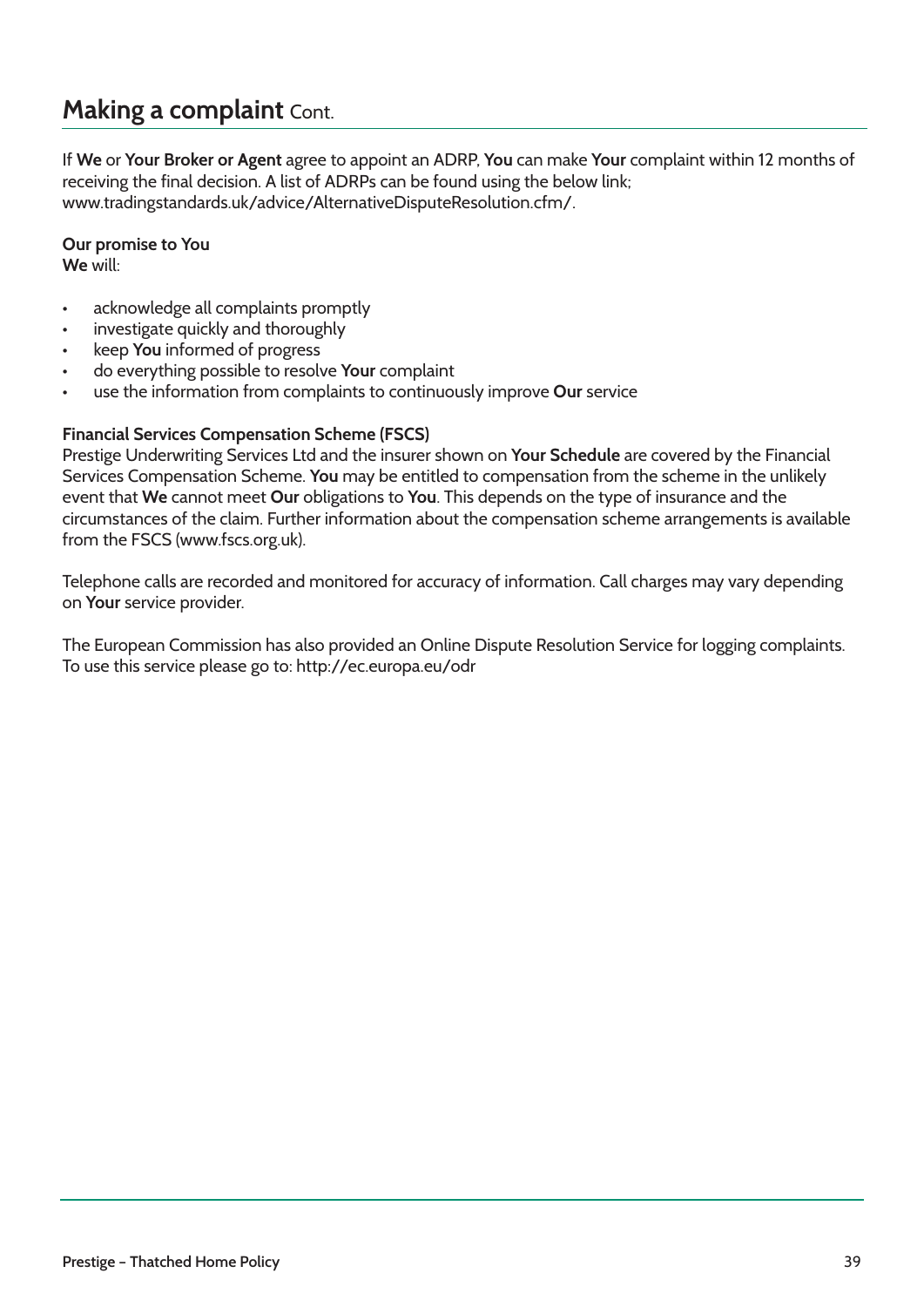## Making a complaint Cont.

If **We** or **Your Broker or Agent** agree to appoint an ADRP, **You** can make **Your** complaint within 12 months of receiving the final decision. A list of ADRPs can be found using the below link; www.tradingstandards.uk/advice/AlternativeDisputeResolution.cfm/.

**Our promise to You**
**We** will:

- acknowledge all complaints promptly
- investigate quickly and thoroughly
- keep **You** informed of progress
- do everything possible to resolve **Your** complaint
- use the information from complaints to continuously improve **Our** service

**Financial Services Compensation Scheme (FSCS)**
Prestige Underwriting Services Ltd and the insurer shown on **Your Schedule** are covered by the Financial Services Compensation Scheme. **You** may be entitled to compensation from the scheme in the unlikely event that **We** cannot meet **Our** obligations to **You**. This depends on the type of insurance and the circumstances of the claim. Further information about the compensation scheme arrangements is available from the FSCS (www.fscs.org.uk).

Telephone calls are recorded and monitored for accuracy of information. Call charges may vary depending on **Your** service provider.

The European Commission has also provided an Online Dispute Resolution Service for logging complaints. To use this service please go to: http://ec.europa.eu/odr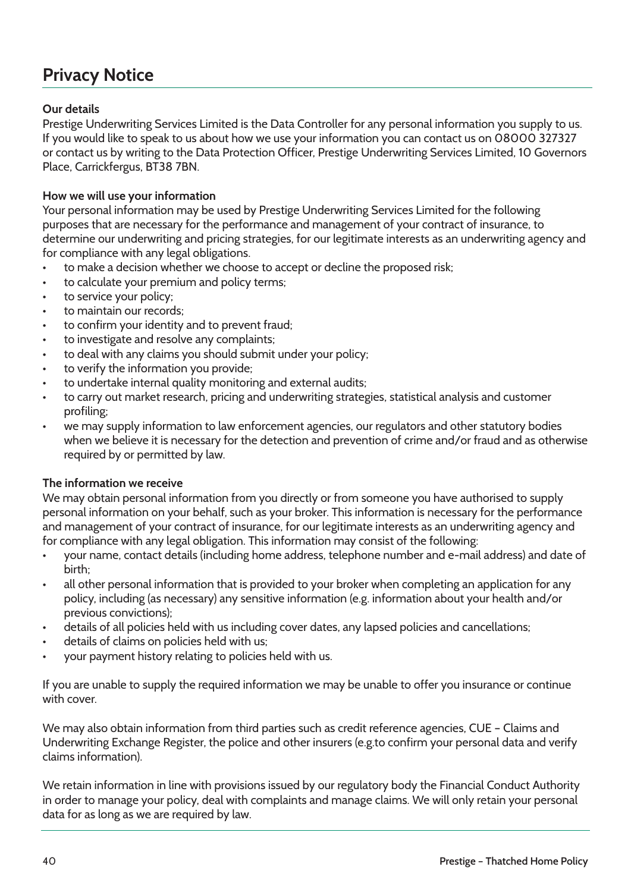# Privacy Notice

### Our details

Prestige Underwriting Services Limited is the Data Controller for any personal information you supply to us. If you would like to speak to us about how we use your information you can contact us on 08000 327327 or contact us by writing to the Data Protection Officer, Prestige Underwriting Services Limited, 10 Governors Place, Carrickfergus, BT38 7BN.

### How we will use your information

Your personal information may be used by Prestige Underwriting Services Limited for the following purposes that are necessary for the performance and management of your contract of insurance, to determine our underwriting and pricing strategies, for our legitimate interests as an underwriting agency and for compliance with any legal obligations.

- to make a decision whether we choose to accept or decline the proposed risk;
- to calculate your premium and policy terms;
- to service your policy;
- to maintain our records;
- to confirm your identity and to prevent fraud;
- to investigate and resolve any complaints;
- to deal with any claims you should submit under your policy;
- to verify the information you provide;
- to undertake internal quality monitoring and external audits;
- to carry out market research, pricing and underwriting strategies, statistical analysis and customer profiling;
- we may supply information to law enforcement agencies, our regulators and other statutory bodies when we believe it is necessary for the detection and prevention of crime and/or fraud and as otherwise required by or permitted by law.

### The information we receive

We may obtain personal information from you directly or from someone you have authorised to supply personal information on your behalf, such as your broker. This information is necessary for the performance and management of your contract of insurance, for our legitimate interests as an underwriting agency and for compliance with any legal obligation. This information may consist of the following:

- your name, contact details (including home address, telephone number and e-mail address) and date of birth;
- all other personal information that is provided to your broker when completing an application for any policy, including (as necessary) any sensitive information (e.g. information about your health and/or previous convictions);
- details of all policies held with us including cover dates, any lapsed policies and cancellations;
- details of claims on policies held with us;
- your payment history relating to policies held with us.

If you are unable to supply the required information we may be unable to offer you insurance or continue with cover.

We may also obtain information from third parties such as credit reference agencies, CUE – Claims and Underwriting Exchange Register, the police and other insurers (e.g.to confirm your personal data and verify claims information).

We retain information in line with provisions issued by our regulatory body the Financial Conduct Authority in order to manage your policy, deal with complaints and manage claims. We will only retain your personal data for as long as we are required by law.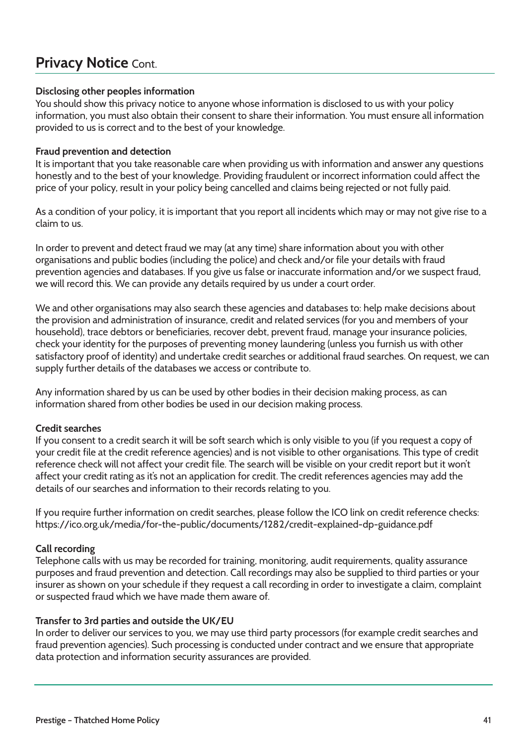# Privacy Notice Cont.

### Disclosing other peoples information

You should show this privacy notice to anyone whose information is disclosed to us with your policy information, you must also obtain their consent to share their information. You must ensure all information provided to us is correct and to the best of your knowledge.

### Fraud prevention and detection

It is important that you take reasonable care when providing us with information and answer any questions honestly and to the best of your knowledge. Providing fraudulent or incorrect information could affect the price of your policy, result in your policy being cancelled and claims being rejected or not fully paid.

As a condition of your policy, it is important that you report all incidents which may or may not give rise to a claim to us.

In order to prevent and detect fraud we may (at any time) share information about you with other organisations and public bodies (including the police) and check and/or file your details with fraud prevention agencies and databases. If you give us false or inaccurate information and/or we suspect fraud, we will record this. We can provide any details required by us under a court order.

We and other organisations may also search these agencies and databases to: help make decisions about the provision and administration of insurance, credit and related services (for you and members of your household), trace debtors or beneficiaries, recover debt, prevent fraud, manage your insurance policies, check your identity for the purposes of preventing money laundering (unless you furnish us with other satisfactory proof of identity) and undertake credit searches or additional fraud searches. On request, we can supply further details of the databases we access or contribute to.

Any information shared by us can be used by other bodies in their decision making process, as can information shared from other bodies be used in our decision making process.

### Credit searches

If you consent to a credit search it will be soft search which is only visible to you (if you request a copy of your credit file at the credit reference agencies) and is not visible to other organisations. This type of credit reference check will not affect your credit file. The search will be visible on your credit report but it won't affect your credit rating as it's not an application for credit. The credit references agencies may add the details of our searches and information to their records relating to you.

If you require further information on credit searches, please follow the ICO link on credit reference checks: https://ico.org.uk/media/for-the-public/documents/1282/credit-explained-dp-guidance.pdf

### Call recording

Telephone calls with us may be recorded for training, monitoring, audit requirements, quality assurance purposes and fraud prevention and detection. Call recordings may also be supplied to third parties or your insurer as shown on your schedule if they request a call recording in order to investigate a claim, complaint or suspected fraud which we have made them aware of.

### Transfer to 3rd parties and outside the UK/EU

In order to deliver our services to you, we may use third party processors (for example credit searches and fraud prevention agencies). Such processing is conducted under contract and we ensure that appropriate data protection and information security assurances are provided.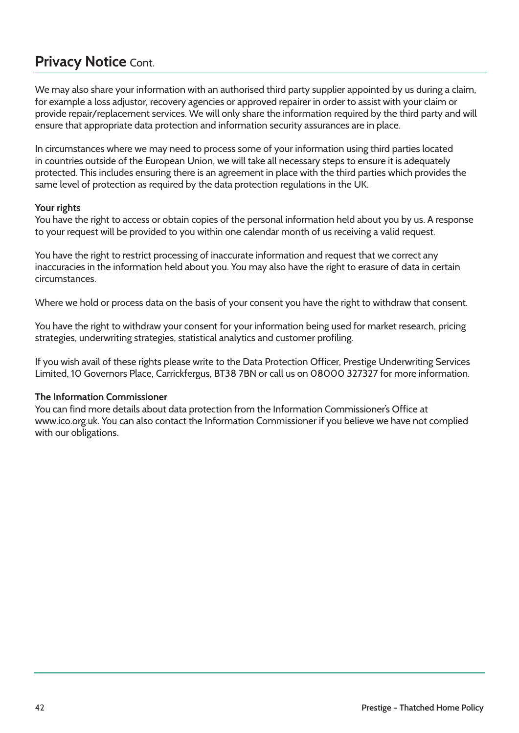## Privacy Notice Cont.

We may also share your information with an authorised third party supplier appointed by us during a claim, for example a loss adjustor, recovery agencies or approved repairer in order to assist with your claim or provide repair/replacement services. We will only share the information required by the third party and will ensure that appropriate data protection and information security assurances are in place.

In circumstances where we may need to process some of your information using third parties located in countries outside of the European Union, we will take all necessary steps to ensure it is adequately protected. This includes ensuring there is an agreement in place with the third parties which provides the same level of protection as required by the data protection regulations in the UK.

**Your rights**

You have the right to access or obtain copies of the personal information held about you by us. A response to your request will be provided to you within one calendar month of us receiving a valid request.

You have the right to restrict processing of inaccurate information and request that we correct any inaccuracies in the information held about you. You may also have the right to erasure of data in certain circumstances.

Where we hold or process data on the basis of your consent you have the right to withdraw that consent.

You have the right to withdraw your consent for your information being used for market research, pricing strategies, underwriting strategies, statistical analytics and customer profiling.

If you wish avail of these rights please write to the Data Protection Officer, Prestige Underwriting Services Limited, 10 Governors Place, Carrickfergus, BT38 7BN or call us on 08000 327327 for more information.

**The Information Commissioner**

You can find more details about data protection from the Information Commissioner's Office at www.ico.org.uk. You can also contact the Information Commissioner if you believe we have not complied with our obligations.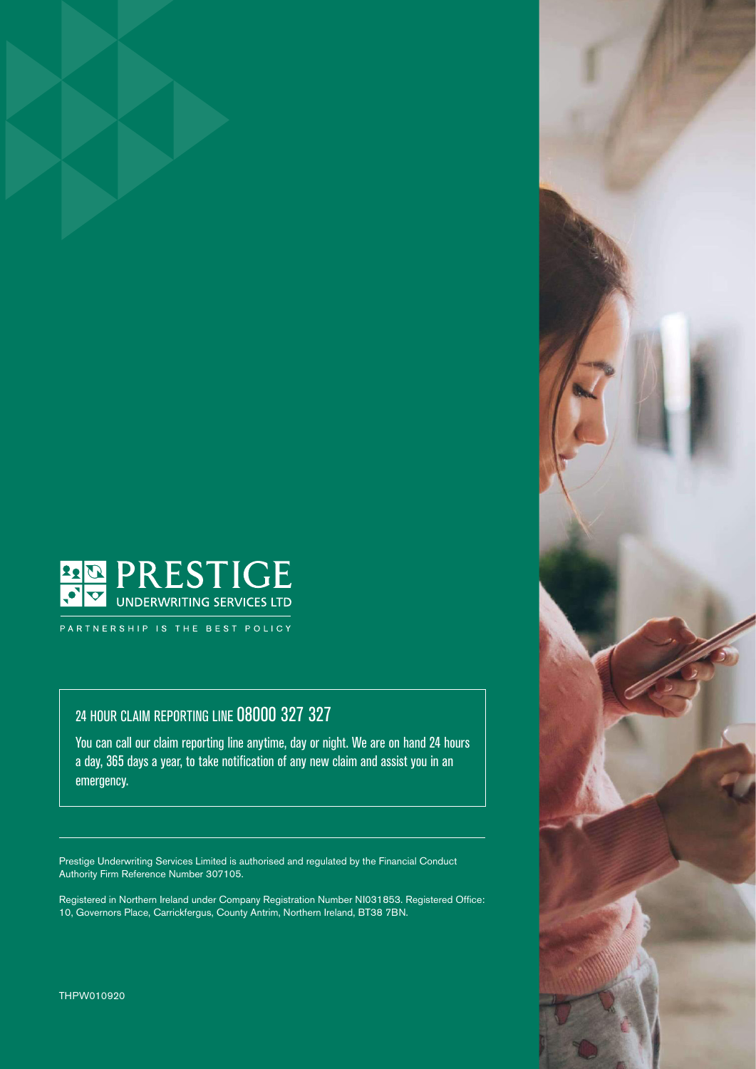PRESTIGE
UNDERWRITING SERVICES LTD

PARTNERSHIP IS THE BEST POLICY

## 24 HOUR CLAIM REPORTING LINE 08000 327 327

You can call our claim reporting line anytime, day or night. We are on hand 24 hours a day, 365 days a year, to take notification of any new claim and assist you in an emergency.

Prestige Underwriting Services Limited is authorised and regulated by the Financial Conduct Authority Firm Reference Number 307105.

Registered in Northern Ireland under Company Registration Number NI031853. Registered Office: 10, Governors Place, Carrickfergus, County Antrim, Northern Ireland, BT38 7BN.

THPW010920